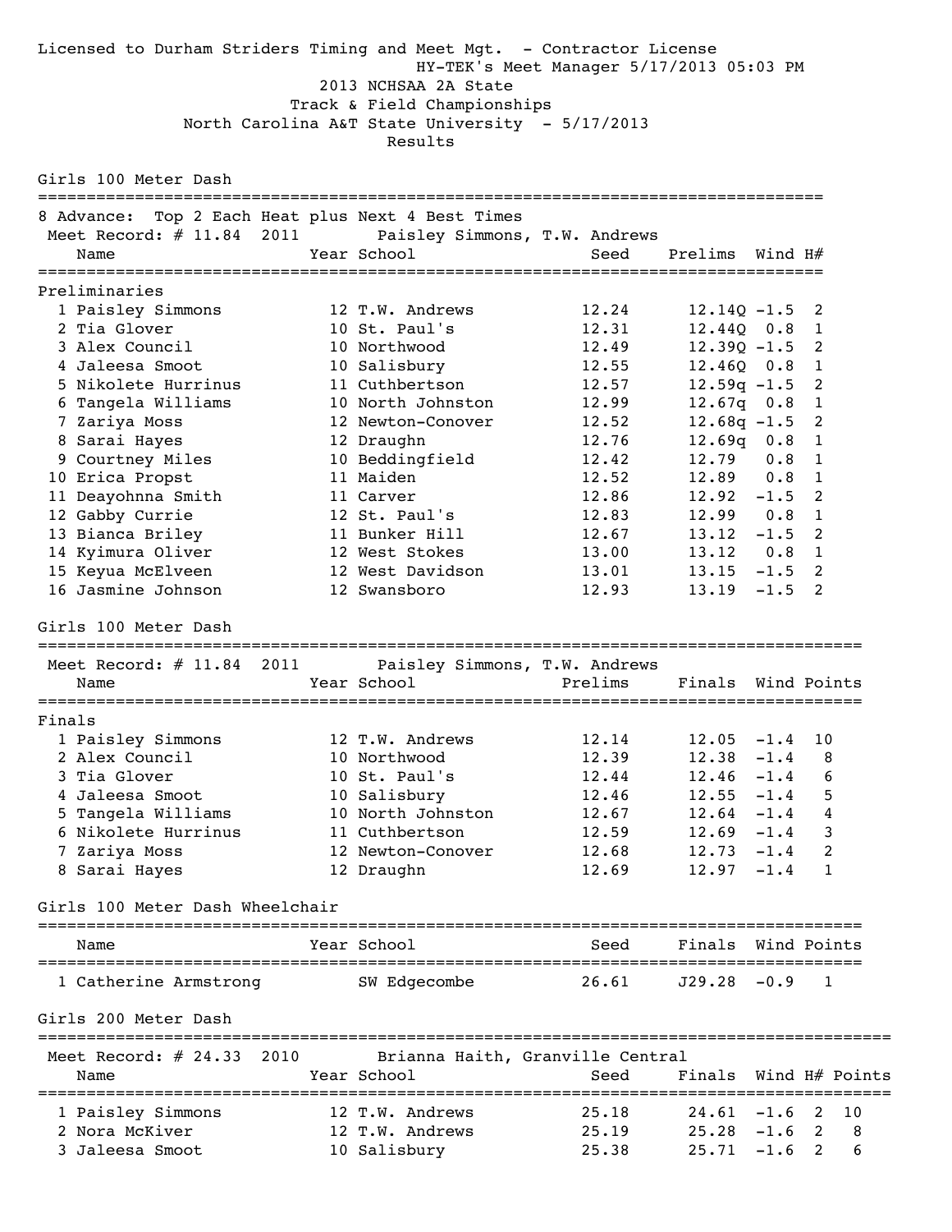Licensed to Durham Striders Timing and Meet Mgt. - Contractor License
HY-TEK's Meet Manager 5/17/2013 05:03 PM

# 2013 NCHSAA 2A State Track & Field Championships

North Carolina A&T State University - 5/17/2013

Results

## Girls 100 Meter Dash

8 Advance: Top 2 Each Heat plus Next 4 Best Times

Meet Record: # 11.84 2011 Paisley Simmons, T.W. Andrews

### Preliminaries

| | Name | Year | School | Seed | Prelims | Wind | H# |
|---|---|---|---|---|---|---|---|
| 1 | Paisley Simmons | 12 | T.W. Andrews | 12.24 | 12.14Q | -1.5 | 2 |
| 2 | Tia Glover | 10 | St. Paul's | 12.31 | 12.44Q | 0.8 | 1 |
| 3 | Alex Council | 10 | Northwood | 12.49 | 12.39Q | -1.5 | 2 |
| 4 | Jaleesa Smoot | 10 | Salisbury | 12.55 | 12.46Q | 0.8 | 1 |
| 5 | Nikolete Hurrinus | 11 | Cuthbertson | 12.57 | 12.59q | -1.5 | 2 |
| 6 | Tangela Williams | 10 | North Johnston | 12.99 | 12.67q | 0.8 | 1 |
| 7 | Zariya Moss | 12 | Newton-Conover | 12.52 | 12.68q | -1.5 | 2 |
| 8 | Sarai Hayes | 12 | Draughn | 12.76 | 12.69q | 0.8 | 1 |
| 9 | Courtney Miles | 10 | Beddingfield | 12.42 | 12.79 | 0.8 | 1 |
| 10 | Erica Propst | 11 | Maiden | 12.52 | 12.89 | 0.8 | 1 |
| 11 | Deayohnna Smith | 11 | Carver | 12.86 | 12.92 | -1.5 | 2 |
| 12 | Gabby Currie | 12 | St. Paul's | 12.83 | 12.99 | 0.8 | 1 |
| 13 | Bianca Briley | 11 | Bunker Hill | 12.67 | 13.12 | -1.5 | 2 |
| 14 | Kyimura Oliver | 12 | West Stokes | 13.00 | 13.12 | 0.8 | 1 |
| 15 | Keyua McElveen | 12 | West Davidson | 13.01 | 13.15 | -1.5 | 2 |
| 16 | Jasmine Johnson | 12 | Swansboro | 12.93 | 13.19 | -1.5 | 2 |

## Girls 100 Meter Dash

Meet Record: # 11.84 2011 Paisley Simmons, T.W. Andrews

### Finals

| | Name | Year | School | Prelims | Finals | Wind | Points |
|---|---|---|---|---|---|---|---|
| 1 | Paisley Simmons | 12 | T.W. Andrews | 12.14 | 12.05 | -1.4 | 10 |
| 2 | Alex Council | 10 | Northwood | 12.39 | 12.38 | -1.4 | 8 |
| 3 | Tia Glover | 10 | St. Paul's | 12.44 | 12.46 | -1.4 | 6 |
| 4 | Jaleesa Smoot | 10 | Salisbury | 12.46 | 12.55 | -1.4 | 5 |
| 5 | Tangela Williams | 10 | North Johnston | 12.67 | 12.64 | -1.4 | 4 |
| 6 | Nikolete Hurrinus | 11 | Cuthbertson | 12.59 | 12.69 | -1.4 | 3 |
| 7 | Zariya Moss | 12 | Newton-Conover | 12.68 | 12.73 | -1.4 | 2 |
| 8 | Sarai Hayes | 12 | Draughn | 12.69 | 12.97 | -1.4 | 1 |

## Girls 100 Meter Dash Wheelchair

| | Name | Year | School | Seed | Finals | Wind | Points |
|---|---|---|---|---|---|---|---|
| 1 | Catherine Armstrong | | SW Edgecombe | 26.61 | J29.28 | -0.9 | 1 |

## Girls 200 Meter Dash

Meet Record: # 24.33 2010 Brianna Haith, Granville Central

| | Name | Year | School | Seed | Finals | Wind | H# | Points |
|---|---|---|---|---|---|---|---|---|
| 1 | Paisley Simmons | 12 | T.W. Andrews | 25.18 | 24.61 | -1.6 | 2 | 10 |
| 2 | Nora McKiver | 12 | T.W. Andrews | 25.19 | 25.28 | -1.6 | 2 | 8 |
| 3 | Jaleesa Smoot | 10 | Salisbury | 25.38 | 25.71 | -1.6 | 2 | 6 |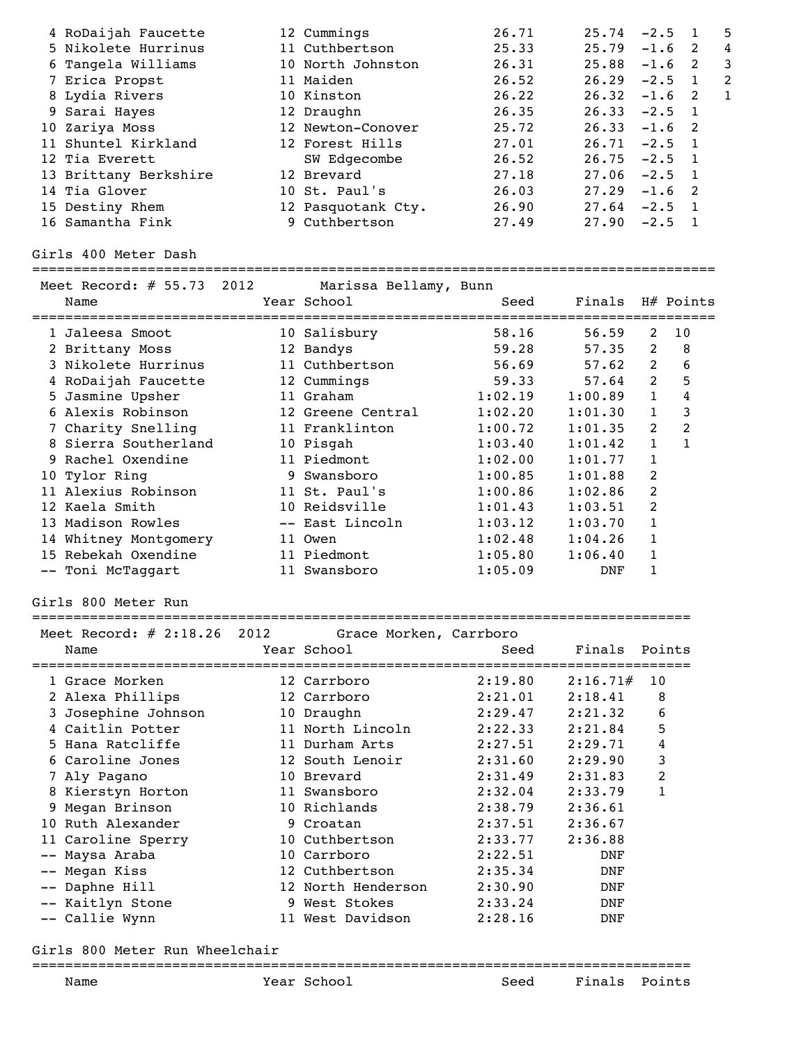| Place | Name | Year | School | Seed | Finals | Wind | H# | Points |
|---|---|---|---|---|---|---|---|---|
| 4 | RoDaijah Faucette | 12 | Cummings | 26.71 | 25.74 | -2.5 | 1 | 5 |
| 5 | Nikolete Hurrinus | 11 | Cuthbertson | 25.33 | 25.79 | -1.6 | 2 | 4 |
| 6 | Tangela Williams | 10 | North Johnston | 26.31 | 25.88 | -1.6 | 2 | 3 |
| 7 | Erica Propst | 11 | Maiden | 26.52 | 26.29 | -2.5 | 1 | 2 |
| 8 | Lydia Rivers | 10 | Kinston | 26.22 | 26.32 | -1.6 | 2 | 1 |
| 9 | Sarai Hayes | 12 | Draughn | 26.35 | 26.33 | -2.5 | 1 | |
| 10 | Zariya Moss | 12 | Newton-Conover | 25.72 | 26.33 | -1.6 | 2 | |
| 11 | Shuntel Kirkland | 12 | Forest Hills | 27.01 | 26.71 | -2.5 | 1 | |
| 12 | Tia Everett | | SW Edgecombe | 26.52 | 26.75 | -2.5 | 1 | |
| 13 | Brittany Berkshire | 12 | Brevard | 27.18 | 27.06 | -2.5 | 1 | |
| 14 | Tia Glover | 10 | St. Paul's | 26.03 | 27.29 | -1.6 | 2 | |
| 15 | Destiny Rhem | 12 | Pasquotank Cty. | 26.90 | 27.64 | -2.5 | 1 | |
| 16 | Samantha Fink | 9 | Cuthbertson | 27.49 | 27.90 | -2.5 | 1 | |

## Girls 400 Meter Dash

Meet Record: # 55.73 2012 Marissa Bellamy, Bunn

| Place | Name | Year | School | Seed | Finals | H# | Points |
|---|---|---|---|---|---|---|---|
| 1 | Jaleesa Smoot | 10 | Salisbury | 58.16 | 56.59 | 2 | 10 |
| 2 | Brittany Moss | 12 | Bandys | 59.28 | 57.35 | 2 | 8 |
| 3 | Nikolete Hurrinus | 11 | Cuthbertson | 56.69 | 57.62 | 2 | 6 |
| 4 | RoDaijah Faucette | 12 | Cummings | 59.33 | 57.64 | 2 | 5 |
| 5 | Jasmine Upsher | 11 | Graham | 1:02.19 | 1:00.89 | 1 | 4 |
| 6 | Alexis Robinson | 12 | Greene Central | 1:02.20 | 1:01.30 | 1 | 3 |
| 7 | Charity Snelling | 11 | Franklinton | 1:00.72 | 1:01.35 | 2 | 2 |
| 8 | Sierra Southerland | 10 | Pisgah | 1:03.40 | 1:01.42 | 1 | 1 |
| 9 | Rachel Oxendine | 11 | Piedmont | 1:02.00 | 1:01.77 | 1 | |
| 10 | Tylor Ring | 9 | Swansboro | 1:00.85 | 1:01.88 | 2 | |
| 11 | Alexius Robinson | 11 | St. Paul's | 1:00.86 | 1:02.86 | 2 | |
| 12 | Kaela Smith | 10 | Reidsville | 1:01.43 | 1:03.51 | 2 | |
| 13 | Madison Rowles | -- | East Lincoln | 1:03.12 | 1:03.70 | 1 | |
| 14 | Whitney Montgomery | 11 | Owen | 1:02.48 | 1:04.26 | 1 | |
| 15 | Rebekah Oxendine | 11 | Piedmont | 1:05.80 | 1:06.40 | 1 | |
| -- | Toni McTaggart | 11 | Swansboro | 1:05.09 | DNF | 1 | |

## Girls 800 Meter Run

Meet Record: # 2:18.26 2012 Grace Morken, Carrboro

| Place | Name | Year | School | Seed | Finals | Points |
|---|---|---|---|---|---|---|
| 1 | Grace Morken | 12 | Carrboro | 2:19.80 | 2:16.71# | 10 |
| 2 | Alexa Phillips | 12 | Carrboro | 2:21.01 | 2:18.41 | 8 |
| 3 | Josephine Johnson | 10 | Draughn | 2:29.47 | 2:21.32 | 6 |
| 4 | Caitlin Potter | 11 | North Lincoln | 2:22.33 | 2:21.84 | 5 |
| 5 | Hana Ratcliffe | 11 | Durham Arts | 2:27.51 | 2:29.71 | 4 |
| 6 | Caroline Jones | 12 | South Lenoir | 2:31.60 | 2:29.90 | 3 |
| 7 | Aly Pagano | 10 | Brevard | 2:31.49 | 2:31.83 | 2 |
| 8 | Kierstyn Horton | 11 | Swansboro | 2:32.04 | 2:33.79 | 1 |
| 9 | Megan Brinson | 10 | Richlands | 2:38.79 | 2:36.61 | |
| 10 | Ruth Alexander | 9 | Croatan | 2:37.51 | 2:36.67 | |
| 11 | Caroline Sperry | 10 | Cuthbertson | 2:33.77 | 2:36.88 | |
| -- | Maysa Araba | 10 | Carrboro | 2:22.51 | DNF | |
| -- | Megan Kiss | 12 | Cuthbertson | 2:35.34 | DNF | |
| -- | Daphne Hill | 12 | North Henderson | 2:30.90 | DNF | |
| -- | Kaitlyn Stone | 9 | West Stokes | 2:33.24 | DNF | |
| -- | Callie Wynn | 11 | West Davidson | 2:28.16 | DNF | |

## Girls 800 Meter Run Wheelchair

| Name | Year | School | Seed | Finals | Points |
|---|---|---|---|---|---|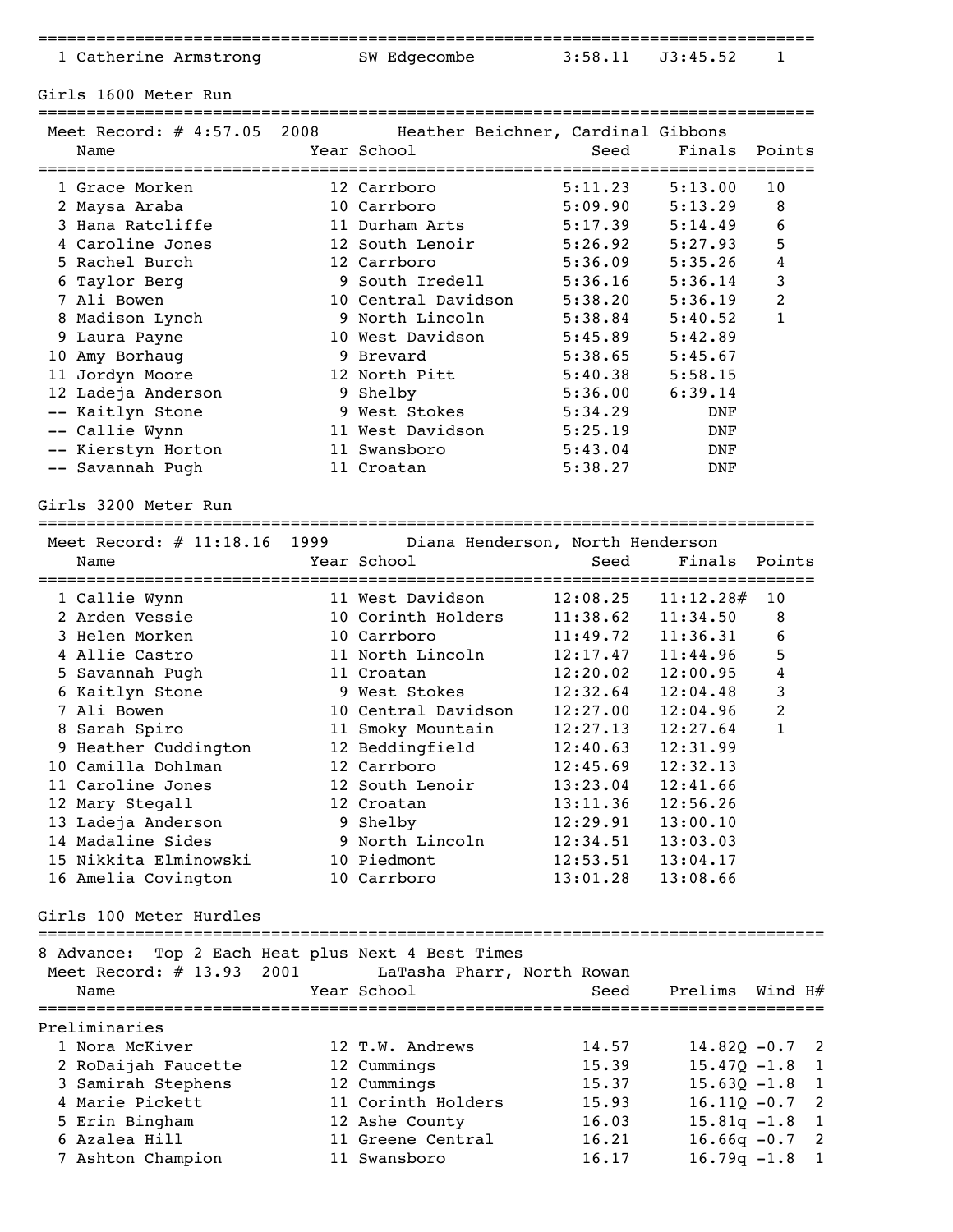| | Name | School | Seed | Finals | Points |
|---|---|---|---|---|---|
| 1 | Catherine Armstrong | SW Edgecombe | 3:58.11 | J3:45.52 | 1 |

## Girls 1600 Meter Run

Meet Record: # 4:57.05 2008 Heather Beichner, Cardinal Gibbons

| | Name | Year | School | Seed | Finals | Points |
|---|---|---|---|---|---|---|
| 1 | Grace Morken | 12 | Carrboro | 5:11.23 | 5:13.00 | 10 |
| 2 | Maysa Araba | 10 | Carrboro | 5:09.90 | 5:13.29 | 8 |
| 3 | Hana Ratcliffe | 11 | Durham Arts | 5:17.39 | 5:14.49 | 6 |
| 4 | Caroline Jones | 12 | South Lenoir | 5:26.92 | 5:27.93 | 5 |
| 5 | Rachel Burch | 12 | Carrboro | 5:36.09 | 5:35.26 | 4 |
| 6 | Taylor Berg | 9 | South Iredell | 5:36.16 | 5:36.14 | 3 |
| 7 | Ali Bowen | 10 | Central Davidson | 5:38.20 | 5:36.19 | 2 |
| 8 | Madison Lynch | 9 | North Lincoln | 5:38.84 | 5:40.52 | 1 |
| 9 | Laura Payne | 10 | West Davidson | 5:45.89 | 5:42.89 | |
| 10 | Amy Borhaug | 9 | Brevard | 5:38.65 | 5:45.67 | |
| 11 | Jordyn Moore | 12 | North Pitt | 5:40.38 | 5:58.15 | |
| 12 | Ladeja Anderson | 9 | Shelby | 5:36.00 | 6:39.14 | |
| -- | Kaitlyn Stone | 9 | West Stokes | 5:34.29 | DNF | |
| -- | Callie Wynn | 11 | West Davidson | 5:25.19 | DNF | |
| -- | Kierstyn Horton | 11 | Swansboro | 5:43.04 | DNF | |
| -- | Savannah Pugh | 11 | Croatan | 5:38.27 | DNF | |

## Girls 3200 Meter Run

Meet Record: # 11:18.16 1999 Diana Henderson, North Henderson

| | Name | Year | School | Seed | Finals | Points |
|---|---|---|---|---|---|---|
| 1 | Callie Wynn | 11 | West Davidson | 12:08.25 | 11:12.28# | 10 |
| 2 | Arden Vessie | 10 | Corinth Holders | 11:38.62 | 11:34.50 | 8 |
| 3 | Helen Morken | 10 | Carrboro | 11:49.72 | 11:36.31 | 6 |
| 4 | Allie Castro | 11 | North Lincoln | 12:17.47 | 11:44.96 | 5 |
| 5 | Savannah Pugh | 11 | Croatan | 12:20.02 | 12:00.95 | 4 |
| 6 | Kaitlyn Stone | 9 | West Stokes | 12:32.64 | 12:04.48 | 3 |
| 7 | Ali Bowen | 10 | Central Davidson | 12:27.00 | 12:04.96 | 2 |
| 8 | Sarah Spiro | 11 | Smoky Mountain | 12:27.13 | 12:27.64 | 1 |
| 9 | Heather Cuddington | 12 | Beddingfield | 12:40.63 | 12:31.99 | |
| 10 | Camilla Dohlman | 12 | Carrboro | 12:45.69 | 12:32.13 | |
| 11 | Caroline Jones | 12 | South Lenoir | 13:23.04 | 12:41.66 | |
| 12 | Mary Stegall | 12 | Croatan | 13:11.36 | 12:56.26 | |
| 13 | Ladeja Anderson | 9 | Shelby | 12:29.91 | 13:00.10 | |
| 14 | Madaline Sides | 9 | North Lincoln | 12:34.51 | 13:03.03 | |
| 15 | Nikkita Elminowski | 10 | Piedmont | 12:53.51 | 13:04.17 | |
| 16 | Amelia Covington | 10 | Carrboro | 13:01.28 | 13:08.66 | |

## Girls 100 Meter Hurdles

8 Advance: Top 2 Each Heat plus Next 4 Best Times

Meet Record: # 13.93 2001 LaTasha Pharr, North Rowan

### Preliminaries

| | Name | Year | School | Seed | Prelims | Wind | H# |
|---|---|---|---|---|---|---|---|
| 1 | Nora McKiver | 12 | T.W. Andrews | 14.57 | 14.82Q | -0.7 | 2 |
| 2 | RoDaijah Faucette | 12 | Cummings | 15.39 | 15.47Q | -1.8 | 1 |
| 3 | Samirah Stephens | 12 | Cummings | 15.37 | 15.63Q | -1.8 | 1 |
| 4 | Marie Pickett | 11 | Corinth Holders | 15.93 | 16.11Q | -0.7 | 2 |
| 5 | Erin Bingham | 12 | Ashe County | 16.03 | 15.81q | -1.8 | 1 |
| 6 | Azalea Hill | 11 | Greene Central | 16.21 | 16.66q | -0.7 | 2 |
| 7 | Ashton Champion | 11 | Swansboro | 16.17 | 16.79q | -1.8 | 1 |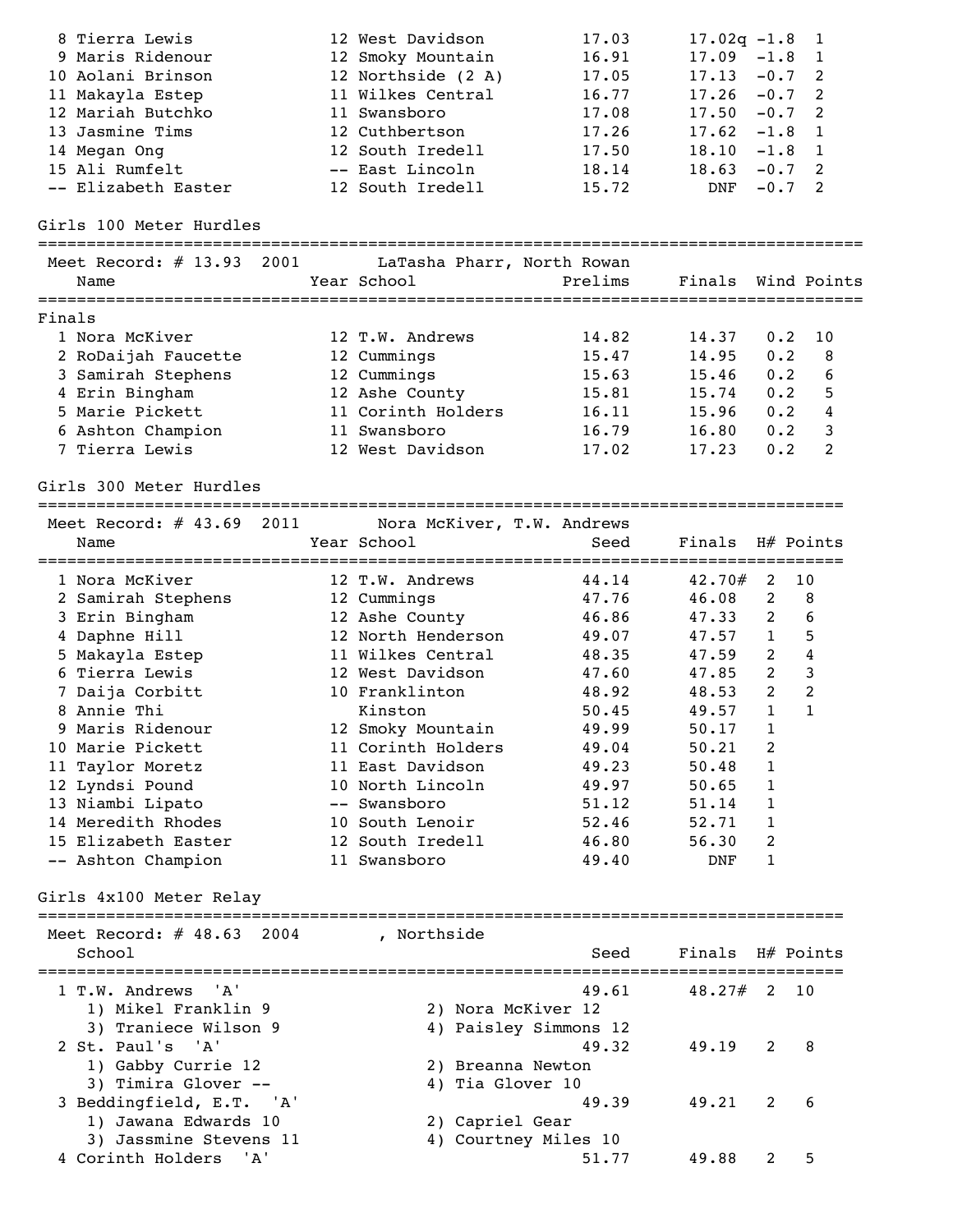| Place | Name | Year | School | Prelims | Finals | Wind | Heat |
|---|---|---|---|---|---|---|---|
| 8 | Tierra Lewis | 12 | West Davidson | 17.03 | 17.02q | -1.8 | 1 |
| 9 | Maris Ridenour | 12 | Smoky Mountain | 16.91 | 17.09 | -1.8 | 1 |
| 10 | Aolani Brinson | 12 | Northside (2 A) | 17.05 | 17.13 | -0.7 | 2 |
| 11 | Makayla Estep | 11 | Wilkes Central | 16.77 | 17.26 | -0.7 | 2 |
| 12 | Mariah Butchko | 11 | Swansboro | 17.08 | 17.50 | -0.7 | 2 |
| 13 | Jasmine Tims | 12 | Cuthbertson | 17.26 | 17.62 | -1.8 | 1 |
| 14 | Megan Ong | 12 | South Iredell | 17.50 | 18.10 | -1.8 | 1 |
| 15 | Ali Rumfelt | -- | East Lincoln | 18.14 | 18.63 | -0.7 | 2 |
| -- | Elizabeth Easter | 12 | South Iredell | 15.72 | DNF | -0.7 | 2 |

## Girls 100 Meter Hurdles

Meet Record: # 13.93 2001 LaTasha Pharr, North Rowan

**Finals**

| Place | Name | Year | School | Prelims | Finals | Wind | Points |
|---|---|---|---|---|---|---|---|
| 1 | Nora McKiver | 12 | T.W. Andrews | 14.82 | 14.37 | 0.2 | 10 |
| 2 | RoDaijah Faucette | 12 | Cummings | 15.47 | 14.95 | 0.2 | 8 |
| 3 | Samirah Stephens | 12 | Cummings | 15.63 | 15.46 | 0.2 | 6 |
| 4 | Erin Bingham | 12 | Ashe County | 15.81 | 15.74 | 0.2 | 5 |
| 5 | Marie Pickett | 11 | Corinth Holders | 16.11 | 15.96 | 0.2 | 4 |
| 6 | Ashton Champion | 11 | Swansboro | 16.79 | 16.80 | 0.2 | 3 |
| 7 | Tierra Lewis | 12 | West Davidson | 17.02 | 17.23 | 0.2 | 2 |

## Girls 300 Meter Hurdles

Meet Record: # 43.69 2011 Nora McKiver, T.W. Andrews

| Place | Name | Year | School | Seed | Finals | H# | Points |
|---|---|---|---|---|---|---|---|
| 1 | Nora McKiver | 12 | T.W. Andrews | 44.14 | 42.70# | 2 | 10 |
| 2 | Samirah Stephens | 12 | Cummings | 47.76 | 46.08 | 2 | 8 |
| 3 | Erin Bingham | 12 | Ashe County | 46.86 | 47.33 | 2 | 6 |
| 4 | Daphne Hill | 12 | North Henderson | 49.07 | 47.57 | 1 | 5 |
| 5 | Makayla Estep | 11 | Wilkes Central | 48.35 | 47.59 | 2 | 4 |
| 6 | Tierra Lewis | 12 | West Davidson | 47.60 | 47.85 | 2 | 3 |
| 7 | Daija Corbitt | 10 | Franklinton | 48.92 | 48.53 | 2 | 2 |
| 8 | Annie Thi | | Kinston | 50.45 | 49.57 | 1 | 1 |
| 9 | Maris Ridenour | 12 | Smoky Mountain | 49.99 | 50.17 | 1 | |
| 10 | Marie Pickett | 11 | Corinth Holders | 49.04 | 50.21 | 2 | |
| 11 | Taylor Moretz | 11 | East Davidson | 49.23 | 50.48 | 1 | |
| 12 | Lyndsi Pound | 10 | North Lincoln | 49.97 | 50.65 | 1 | |
| 13 | Niambi Lipato | -- | Swansboro | 51.12 | 51.14 | 1 | |
| 14 | Meredith Rhodes | 10 | South Lenoir | 52.46 | 52.71 | 1 | |
| 15 | Elizabeth Easter | 12 | South Iredell | 46.80 | 56.30 | 2 | |
| -- | Ashton Champion | 11 | Swansboro | 49.40 | DNF | 1 | |

## Girls 4x100 Meter Relay

Meet Record: # 48.63 2004 , Northside

| Place | School | Seed | Finals | H# | Points |
|---|---|---|---|---|---|
| 1 | T.W. Andrews 'A' | 49.61 | 48.27# | 2 | 10 |
| | 1) Mikel Franklin 9; 2) Nora McKiver 12; 3) Traniece Wilson 9; 4) Paisley Simmons 12 | | | | |
| 2 | St. Paul's 'A' | 49.32 | 49.19 | 2 | 8 |
| | 1) Gabby Currie 12; 2) Breanna Newton; 3) Timira Glover --; 4) Tia Glover 10 | | | | |
| 3 | Beddingfield, E.T. 'A' | 49.39 | 49.21 | 2 | 6 |
| | 1) Jawana Edwards 10; 2) Capriel Gear; 3) Jassmine Stevens 11; 4) Courtney Miles 10 | | | | |
| 4 | Corinth Holders 'A' | 51.77 | 49.88 | 2 | 5 |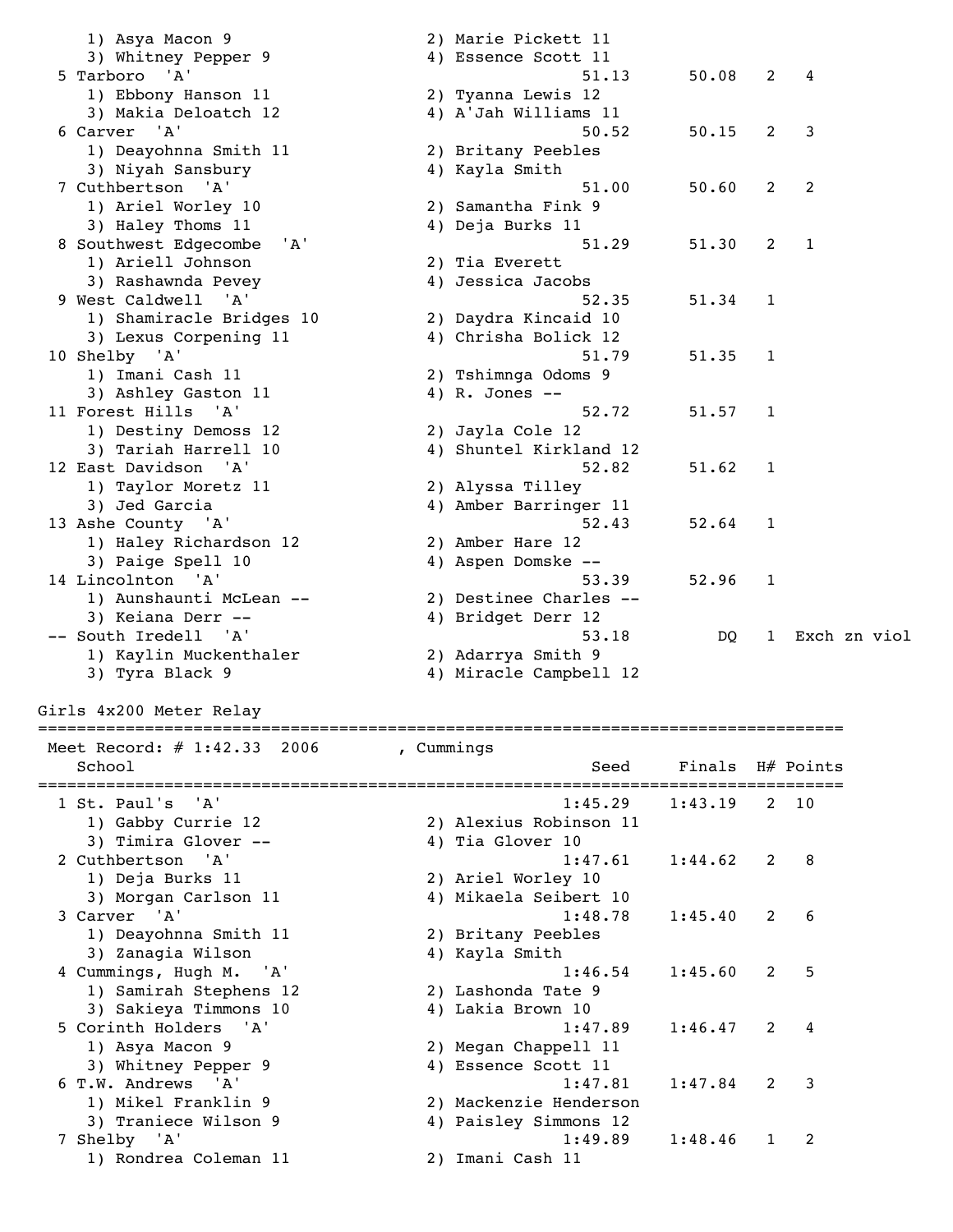```
    1) Asya Macon 9                    2) Marie Pickett 11
    3) Whitney Pepper 9                4) Essence Scott 11
  5 Tarboro  'A'                                 51.13      50.08   2   4
    1) Ebbony Hanson 11                2) Tyanna Lewis 12
    3) Makia Deloatch 12               4) A'Jah Williams 11
  6 Carver  'A'                                  50.52      50.15   2   3
    1) Deayohnna Smith 11              2) Britany Peebles
    3) Niyah Sansbury                  4) Kayla Smith
  7 Cuthbertson  'A'                             51.00      50.60   2   2
    1) Ariel Worley 10                 2) Samantha Fink 9
    3) Haley Thoms 11                  4) Deja Burks 11
  8 Southwest Edgecombe  'A'                     51.29      51.30   2   1
    1) Ariell Johnson                  2) Tia Everett
    3) Rashawnda Pevey                 4) Jessica Jacobs
  9 West Caldwell  'A'                           52.35      51.34   1
    1) Shamiracle Bridges 10           2) Daydra Kincaid 10
    3) Lexus Corpening 11              4) Chrisha Bolick 12
 10 Shelby  'A'                                  51.79      51.35   1
    1) Imani Cash 11                   2) Tshimnga Odoms 9
    3) Ashley Gaston 11                4) R. Jones --
 11 Forest Hills  'A'                            52.72      51.57   1
    1) Destiny Demoss 12               2) Jayla Cole 12
    3) Tariah Harrell 10               4) Shuntel Kirkland 12
 12 East Davidson  'A'                           52.82      51.62   1
    1) Taylor Moretz 11                2) Alyssa Tilley
    3) Jed Garcia                      4) Amber Barringer 11
 13 Ashe County  'A'                             52.43      52.64   1
    1) Haley Richardson 12             2) Amber Hare 12
    3) Paige Spell 10                  4) Aspen Domske --
 14 Lincolnton  'A'                              53.39      52.96   1
    1) Aunshaunti McLean --            2) Destinee Charles --
    3) Keiana Derr --                  4) Bridget Derr 12
 -- South Iredell  'A'                           53.18         DQ   1  Exch zn viol
    1) Kaylin Muckenthaler             2) Adarrya Smith 9
    3) Tyra Black 9                    4) Miracle Campbell 12
```

## Girls 4x200 Meter Relay

```
=================================================================================
 Meet Record: # 1:42.33  2006        , Cummings
    School                                        Seed     Finals  H# Points
=================================================================================
  1 St. Paul's  'A'                             1:45.29    1:43.19   2  10
    1) Gabby Currie 12                 2) Alexius Robinson 11
    3) Timira Glover --                4) Tia Glover 10
  2 Cuthbertson  'A'                            1:47.61    1:44.62   2   8
    1) Deja Burks 11                   2) Ariel Worley 10
    3) Morgan Carlson 11               4) Mikaela Seibert 10
  3 Carver  'A'                                 1:48.78    1:45.40   2   6
    1) Deayohnna Smith 11              2) Britany Peebles
    3) Zanagia Wilson                  4) Kayla Smith
  4 Cummings, Hugh M.  'A'                      1:46.54    1:45.60   2   5
    1) Samirah Stephens 12             2) Lashonda Tate 9
    3) Sakieya Timmons 10              4) Lakia Brown 10
  5 Corinth Holders  'A'                        1:47.89    1:46.47   2   4
    1) Asya Macon 9                    2) Megan Chappell 11
    3) Whitney Pepper 9                4) Essence Scott 11
  6 T.W. Andrews  'A'                           1:47.81    1:47.84   2   3
    1) Mikel Franklin 9                2) Mackenzie Henderson
    3) Traniece Wilson 9               4) Paisley Simmons 12
  7 Shelby  'A'                                 1:49.89    1:48.46   1   2
    1) Rondrea Coleman 11              2) Imani Cash 11
```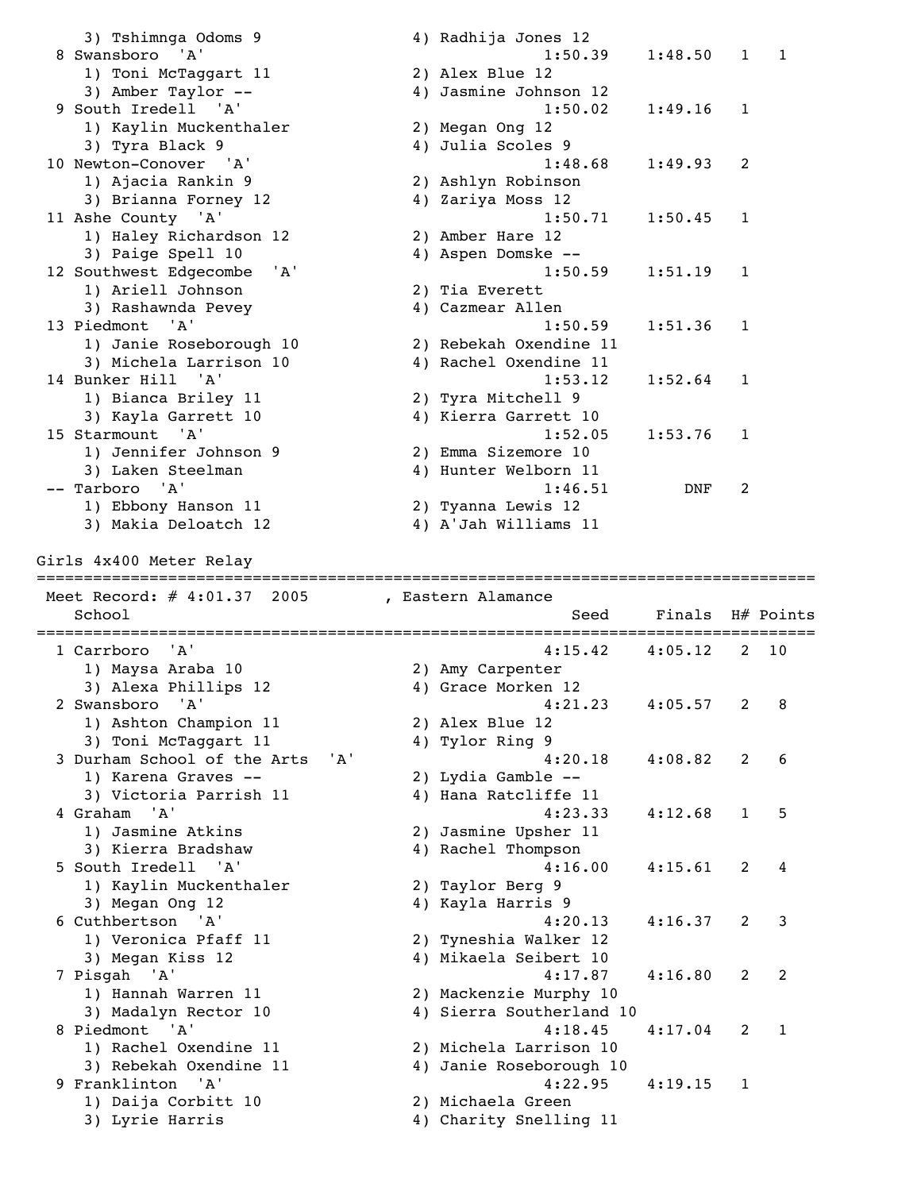```
    3) Tshimnga Odoms 9               4) Radhija Jones 12
  8 Swansboro  'A'                              1:50.39    1:48.50   1   1
    1) Toni McTaggart 11              2) Alex Blue 12
    3) Amber Taylor --                4) Jasmine Johnson 12
  9 South Iredell  'A'                          1:50.02    1:49.16   1
    1) Kaylin Muckenthaler            2) Megan Ong 12
    3) Tyra Black 9                   4) Julia Scoles 9
 10 Newton-Conover  'A'                         1:48.68    1:49.93   2
    1) Ajacia Rankin 9                2) Ashlyn Robinson
    3) Brianna Forney 12              4) Zariya Moss 12
 11 Ashe County  'A'                            1:50.71    1:50.45   1
    1) Haley Richardson 12            2) Amber Hare 12
    3) Paige Spell 10                 4) Aspen Domske --
 12 Southwest Edgecombe  'A'                    1:50.59    1:51.19   1
    1) Ariell Johnson                 2) Tia Everett
    3) Rashawnda Pevey                4) Cazmear Allen
 13 Piedmont  'A'                               1:50.59    1:51.36   1
    1) Janie Roseborough 10           2) Rebekah Oxendine 11
    3) Michela Larrison 10            4) Rachel Oxendine 11
 14 Bunker Hill  'A'                            1:53.12    1:52.64   1
    1) Bianca Briley 11               2) Tyra Mitchell 9
    3) Kayla Garrett 10               4) Kierra Garrett 10
 15 Starmount  'A'                              1:52.05    1:53.76   1
    1) Jennifer Johnson 9             2) Emma Sizemore 10
    3) Laken Steelman                 4) Hunter Welborn 11
 -- Tarboro  'A'                                1:46.51        DNF   2
    1) Ebbony Hanson 11               2) Tyanna Lewis 12
    3) Makia Deloatch 12              4) A'Jah Williams 11

Girls 4x400 Meter Relay
=================================================================================
 Meet Record: # 4:01.37  2005        , Eastern Alamance
    School                                          Seed     Finals  H# Points
=================================================================================
  1 Carrboro  'A'                               4:15.42    4:05.12   2  10
    1) Maysa Araba 10                 2) Amy Carpenter
    3) Alexa Phillips 12              4) Grace Morken 12
  2 Swansboro  'A'                              4:21.23    4:05.57   2   8
    1) Ashton Champion 11             2) Alex Blue 12
    3) Toni McTaggart 11              4) Tylor Ring 9
  3 Durham School of the Arts  'A'              4:20.18    4:08.82   2   6
    1) Karena Graves --               2) Lydia Gamble --
    3) Victoria Parrish 11            4) Hana Ratcliffe 11
  4 Graham  'A'                                 4:23.33    4:12.68   1   5
    1) Jasmine Atkins                 2) Jasmine Upsher 11
    3) Kierra Bradshaw                4) Rachel Thompson
  5 South Iredell  'A'                          4:16.00    4:15.61   2   4
    1) Kaylin Muckenthaler            2) Taylor Berg 9
    3) Megan Ong 12                   4) Kayla Harris 9
  6 Cuthbertson  'A'                            4:20.13    4:16.37   2   3
    1) Veronica Pfaff 11              2) Tyneshia Walker 12
    3) Megan Kiss 12                  4) Mikaela Seibert 10
  7 Pisgah  'A'                                 4:17.87    4:16.80   2   2
    1) Hannah Warren 11               2) Mackenzie Murphy 10
    3) Madalyn Rector 10              4) Sierra Southerland 10
  8 Piedmont  'A'                               4:18.45    4:17.04   2   1
    1) Rachel Oxendine 11             2) Michela Larrison 10
    3) Rebekah Oxendine 11            4) Janie Roseborough 10
  9 Franklinton  'A'                            4:22.95    4:19.15   1
    1) Daija Corbitt 10               2) Michaela Green
    3) Lyrie Harris                   4) Charity Snelling 11
```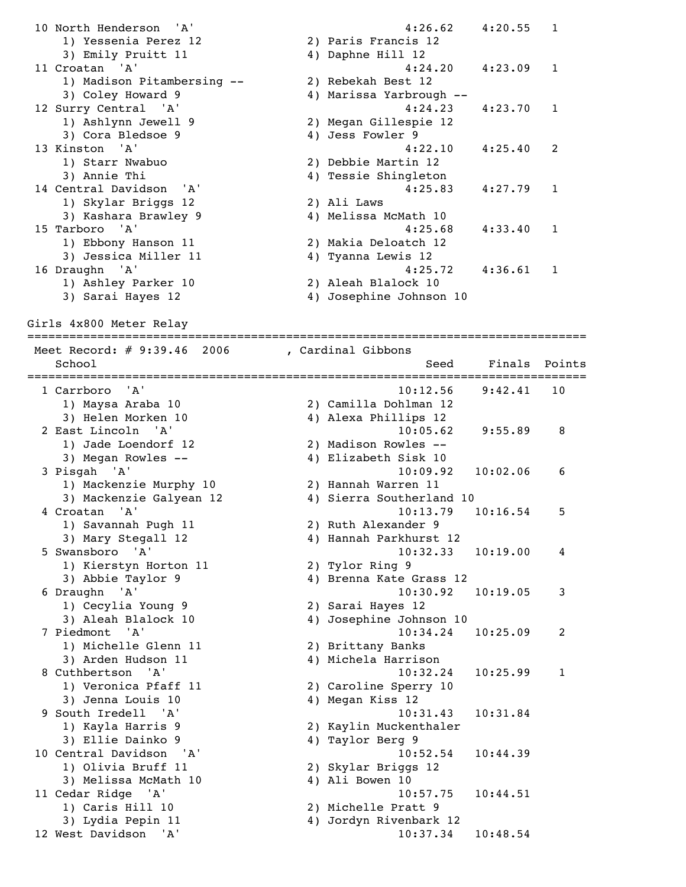| Place | School | Seed | Finals | Points |
|---|---|---|---|---|
| 10 | North Henderson 'A' | 4:26.62 | 4:20.55 | 1 |
| | 1) Yessenia Perez 12, 2) Paris Francis 12, 3) Emily Pruitt 11, 4) Daphne Hill 12 | | | |
| 11 | Croatan 'A' | 4:24.20 | 4:23.09 | 1 |
| | 1) Madison Pitambersing --, 2) Rebekah Best 12, 3) Coley Howard 9, 4) Marissa Yarbrough -- | | | |
| 12 | Surry Central 'A' | 4:24.23 | 4:23.70 | 1 |
| | 1) Ashlynn Jewell 9, 2) Megan Gillespie 12, 3) Cora Bledsoe 9, 4) Jess Fowler 9 | | | |
| 13 | Kinston 'A' | 4:22.10 | 4:25.40 | 2 |
| | 1) Starr Nwabuo, 2) Debbie Martin 12, 3) Annie Thi, 4) Tessie Shingleton | | | |
| 14 | Central Davidson 'A' | 4:25.83 | 4:27.79 | 1 |
| | 1) Skylar Briggs 12, 2) Ali Laws, 3) Kashara Brawley 9, 4) Melissa McMath 10 | | | |
| 15 | Tarboro 'A' | 4:25.68 | 4:33.40 | 1 |
| | 1) Ebbony Hanson 11, 2) Makia Deloatch 12, 3) Jessica Miller 11, 4) Tyanna Lewis 12 | | | |
| 16 | Draughn 'A' | 4:25.72 | 4:36.61 | 1 |
| | 1) Ashley Parker 10, 2) Aleah Blalock 10, 3) Sarai Hayes 12, 4) Josephine Johnson 10 | | | |

## Girls 4x800 Meter Relay

Meet Record: # 9:39.46 2006 , Cardinal Gibbons

| Place | School | Seed | Finals | Points |
|---|---|---|---|---|
| 1 | Carrboro 'A' | 10:12.56 | 9:42.41 | 10 |
| | 1) Maysa Araba 10, 2) Camilla Dohlman 12, 3) Helen Morken 10, 4) Alexa Phillips 12 | | | |
| 2 | East Lincoln 'A' | 10:05.62 | 9:55.89 | 8 |
| | 1) Jade Loendorf 12, 2) Madison Rowles --, 3) Megan Rowles --, 4) Elizabeth Sisk 10 | | | |
| 3 | Pisgah 'A' | 10:09.92 | 10:02.06 | 6 |
| | 1) Mackenzie Murphy 10, 2) Hannah Warren 11, 3) Mackenzie Galyean 12, 4) Sierra Southerland 10 | | | |
| 4 | Croatan 'A' | 10:13.79 | 10:16.54 | 5 |
| | 1) Savannah Pugh 11, 2) Ruth Alexander 9, 3) Mary Stegall 12, 4) Hannah Parkhurst 12 | | | |
| 5 | Swansboro 'A' | 10:32.33 | 10:19.00 | 4 |
| | 1) Kierstyn Horton 11, 2) Tylor Ring 9, 3) Abbie Taylor 9, 4) Brenna Kate Grass 12 | | | |
| 6 | Draughn 'A' | 10:30.92 | 10:19.05 | 3 |
| | 1) Cecylia Young 9, 2) Sarai Hayes 12, 3) Aleah Blalock 10, 4) Josephine Johnson 10 | | | |
| 7 | Piedmont 'A' | 10:34.24 | 10:25.09 | 2 |
| | 1) Michelle Glenn 11, 2) Brittany Banks, 3) Arden Hudson 11, 4) Michela Harrison | | | |
| 8 | Cuthbertson 'A' | 10:32.24 | 10:25.99 | 1 |
| | 1) Veronica Pfaff 11, 2) Caroline Sperry 10, 3) Jenna Louis 10, 4) Megan Kiss 12 | | | |
| 9 | South Iredell 'A' | 10:31.43 | 10:31.84 | |
| | 1) Kayla Harris 9, 2) Kaylin Muckenthaler, 3) Ellie Dainko 9, 4) Taylor Berg 9 | | | |
| 10 | Central Davidson 'A' | 10:52.54 | 10:44.39 | |
| | 1) Olivia Bruff 11, 2) Skylar Briggs 12, 3) Melissa McMath 10, 4) Ali Bowen 10 | | | |
| 11 | Cedar Ridge 'A' | 10:57.75 | 10:44.51 | |
| | 1) Caris Hill 10, 2) Michelle Pratt 9, 3) Lydia Pepin 11, 4) Jordyn Rivenbark 12 | | | |
| 12 | West Davidson 'A' | 10:37.34 | 10:48.54 | |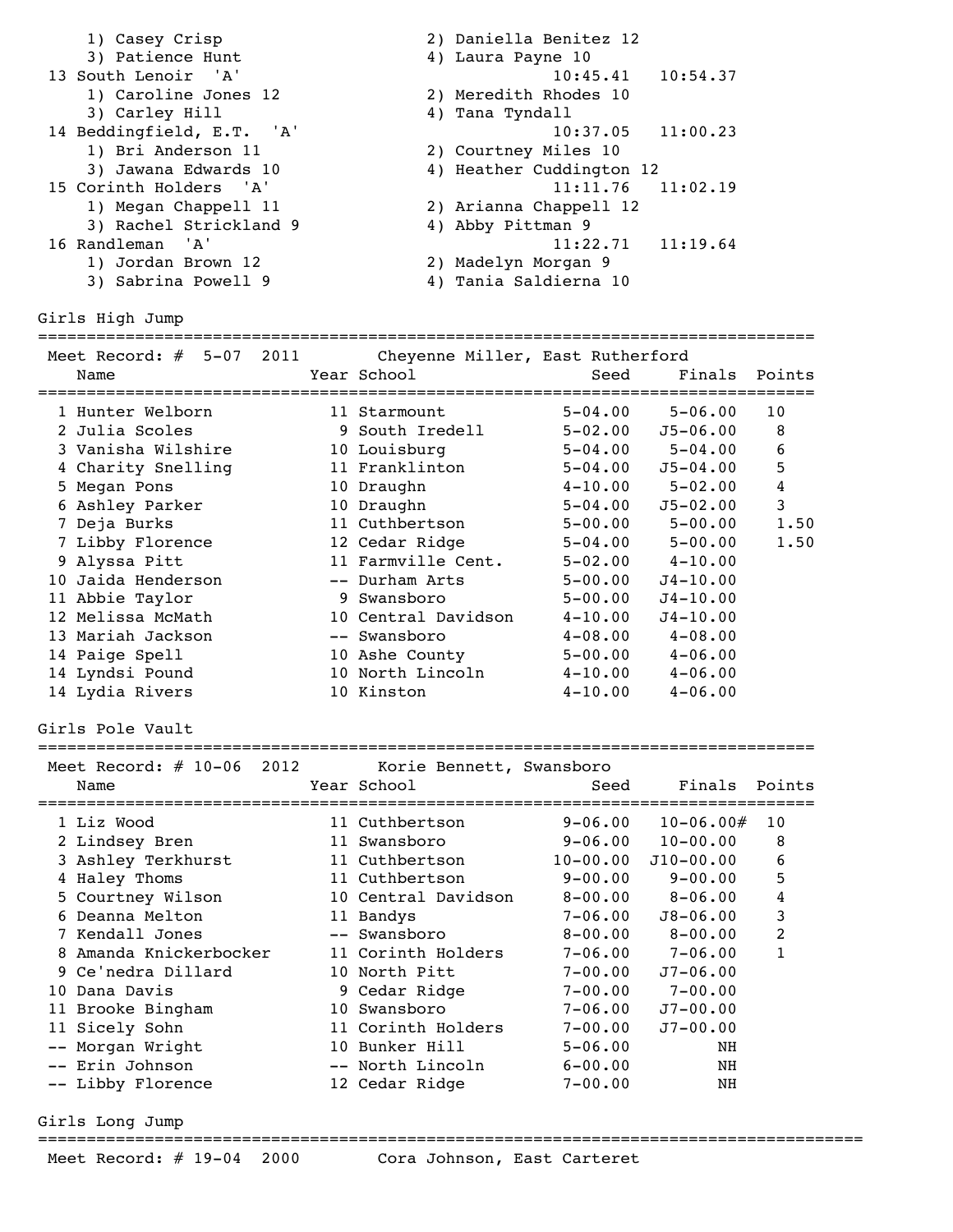| | | | |
|---|---|---|---|
| 1) Casey Crisp | 2) Daniella Benitez 12 | | |
| 3) Patience Hunt | 4) Laura Payne 10 | | |
| 13 South Lenoir 'A' | | 10:45.41 | 10:54.37 |
| 1) Caroline Jones 12 | 2) Meredith Rhodes 10 | | |
| 3) Carley Hill | 4) Tana Tyndall | | |
| 14 Beddingfield, E.T. 'A' | | 10:37.05 | 11:00.23 |
| 1) Bri Anderson 11 | 2) Courtney Miles 10 | | |
| 3) Jawana Edwards 10 | 4) Heather Cuddington 12 | | |
| 15 Corinth Holders 'A' | | 11:11.76 | 11:02.19 |
| 1) Megan Chappell 11 | 2) Arianna Chappell 12 | | |
| 3) Rachel Strickland 9 | 4) Abby Pittman 9 | | |
| 16 Randleman 'A' | | 11:22.71 | 11:19.64 |
| 1) Jordan Brown 12 | 2) Madelyn Morgan 9 | | |
| 3) Sabrina Powell 9 | 4) Tania Saldierna 10 | | |

## Girls High Jump

Meet Record: # 5-07 2011 Cheyenne Miller, East Rutherford

| Place | Name | Year | School | Seed | Finals | Points |
|---|---|---|---|---|---|---|
| 1 | Hunter Welborn | 11 | Starmount | 5-04.00 | 5-06.00 | 10 |
| 2 | Julia Scoles | 9 | South Iredell | 5-02.00 | J5-06.00 | 8 |
| 3 | Vanisha Wilshire | 10 | Louisburg | 5-04.00 | 5-04.00 | 6 |
| 4 | Charity Snelling | 11 | Franklinton | 5-04.00 | J5-04.00 | 5 |
| 5 | Megan Pons | 10 | Draughn | 4-10.00 | 5-02.00 | 4 |
| 6 | Ashley Parker | 10 | Draughn | 5-04.00 | J5-02.00 | 3 |
| 7 | Deja Burks | 11 | Cuthbertson | 5-00.00 | 5-00.00 | 1.50 |
| 7 | Libby Florence | 12 | Cedar Ridge | 5-04.00 | 5-00.00 | 1.50 |
| 9 | Alyssa Pitt | 11 | Farmville Cent. | 5-02.00 | 4-10.00 | |
| 10 | Jaida Henderson | -- | Durham Arts | 5-00.00 | J4-10.00 | |
| 11 | Abbie Taylor | 9 | Swansboro | 5-00.00 | J4-10.00 | |
| 12 | Melissa McMath | 10 | Central Davidson | 4-10.00 | J4-10.00 | |
| 13 | Mariah Jackson | -- | Swansboro | 4-08.00 | 4-08.00 | |
| 14 | Paige Spell | 10 | Ashe County | 5-00.00 | 4-06.00 | |
| 14 | Lyndsi Pound | 10 | North Lincoln | 4-10.00 | 4-06.00 | |
| 14 | Lydia Rivers | 10 | Kinston | 4-10.00 | 4-06.00 | |

## Girls Pole Vault

Meet Record: # 10-06 2012 Korie Bennett, Swansboro

| Place | Name | Year | School | Seed | Finals | Points |
|---|---|---|---|---|---|---|
| 1 | Liz Wood | 11 | Cuthbertson | 9-06.00 | 10-06.00# | 10 |
| 2 | Lindsey Bren | 11 | Swansboro | 9-06.00 | 10-00.00 | 8 |
| 3 | Ashley Terkhurst | 11 | Cuthbertson | 10-00.00 | J10-00.00 | 6 |
| 4 | Haley Thoms | 11 | Cuthbertson | 9-00.00 | 9-00.00 | 5 |
| 5 | Courtney Wilson | 10 | Central Davidson | 8-00.00 | 8-06.00 | 4 |
| 6 | Deanna Melton | 11 | Bandys | 7-06.00 | J8-06.00 | 3 |
| 7 | Kendall Jones | -- | Swansboro | 8-00.00 | 8-00.00 | 2 |
| 8 | Amanda Knickerbocker | 11 | Corinth Holders | 7-06.00 | 7-06.00 | 1 |
| 9 | Ce'nedra Dillard | 10 | North Pitt | 7-00.00 | J7-06.00 | |
| 10 | Dana Davis | 9 | Cedar Ridge | 7-00.00 | 7-00.00 | |
| 11 | Brooke Bingham | 10 | Swansboro | 7-06.00 | J7-00.00 | |
| 11 | Sicely Sohn | 11 | Corinth Holders | 7-00.00 | J7-00.00 | |
| -- | Morgan Wright | 10 | Bunker Hill | 5-06.00 | NH | |
| -- | Erin Johnson | -- | North Lincoln | 6-00.00 | NH | |
| -- | Libby Florence | 12 | Cedar Ridge | 7-00.00 | NH | |

## Girls Long Jump

Meet Record: # 19-04 2000 Cora Johnson, East Carteret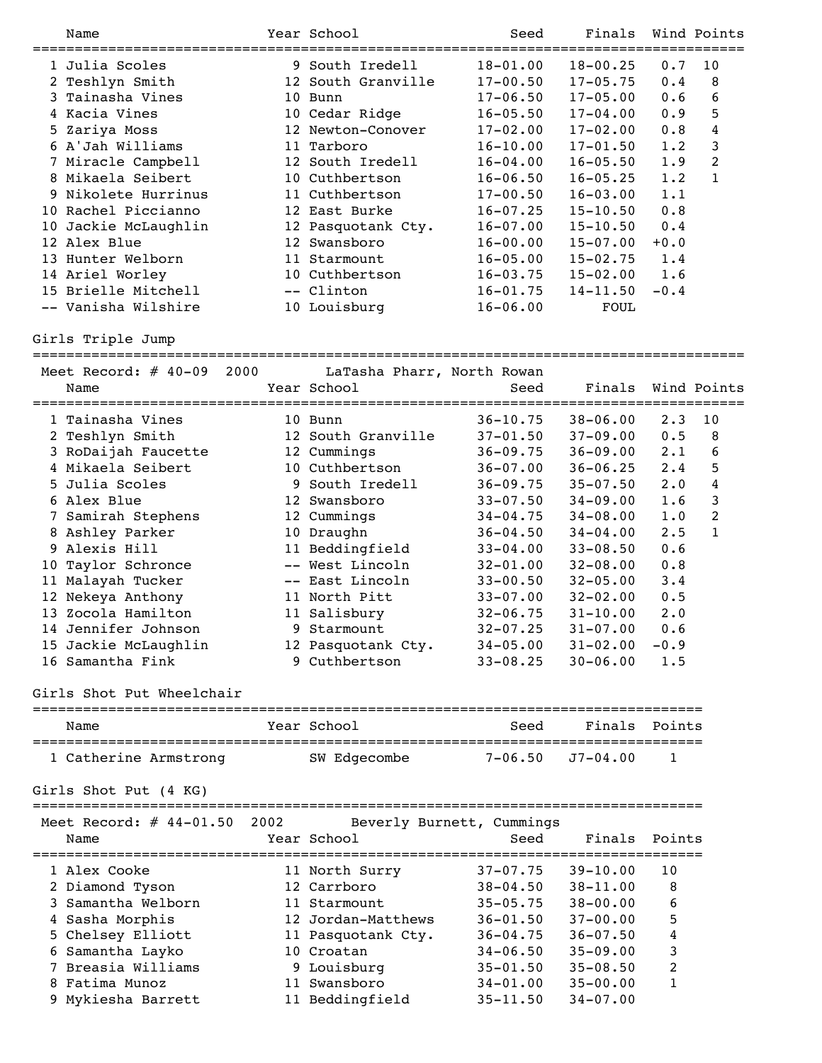| Place | Name | Year | School | Seed | Finals | Wind | Points |
|---|---|---|---|---|---|---|---|
| 1 | Julia Scoles | 9 | South Iredell | 18-01.00 | 18-00.25 | 0.7 | 10 |
| 2 | Teshlyn Smith | 12 | South Granville | 17-00.50 | 17-05.75 | 0.4 | 8 |
| 3 | Tainasha Vines | 10 | Bunn | 17-06.50 | 17-05.00 | 0.6 | 6 |
| 4 | Kacia Vines | 10 | Cedar Ridge | 16-05.50 | 17-04.00 | 0.9 | 5 |
| 5 | Zariya Moss | 12 | Newton-Conover | 17-02.00 | 17-02.00 | 0.8 | 4 |
| 6 | A'Jah Williams | 11 | Tarboro | 16-10.00 | 17-01.50 | 1.2 | 3 |
| 7 | Miracle Campbell | 12 | South Iredell | 16-04.00 | 16-05.50 | 1.9 | 2 |
| 8 | Mikaela Seibert | 10 | Cuthbertson | 16-06.50 | 16-05.25 | 1.2 | 1 |
| 9 | Nikolete Hurrinus | 11 | Cuthbertson | 17-00.50 | 16-03.00 | 1.1 | |
| 10 | Rachel Piccianno | 12 | East Burke | 16-07.25 | 15-10.50 | 0.8 | |
| 10 | Jackie McLaughlin | 12 | Pasquotank Cty. | 16-07.00 | 15-10.50 | 0.4 | |
| 12 | Alex Blue | 12 | Swansboro | 16-00.00 | 15-07.00 | +0.0 | |
| 13 | Hunter Welborn | 11 | Starmount | 16-05.00 | 15-02.75 | 1.4 | |
| 14 | Ariel Worley | 10 | Cuthbertson | 16-03.75 | 15-02.00 | 1.6 | |
| 15 | Brielle Mitchell | -- | Clinton | 16-01.75 | 14-11.50 | -0.4 | |
| -- | Vanisha Wilshire | 10 | Louisburg | 16-06.00 | FOUL | | |

## Girls Triple Jump

Meet Record: # 40-09 2000 LaTasha Pharr, North Rowan

| Place | Name | Year | School | Seed | Finals | Wind | Points |
|---|---|---|---|---|---|---|---|
| 1 | Tainasha Vines | 10 | Bunn | 36-10.75 | 38-06.00 | 2.3 | 10 |
| 2 | Teshlyn Smith | 12 | South Granville | 37-01.50 | 37-09.00 | 0.5 | 8 |
| 3 | RoDaijah Faucette | 12 | Cummings | 36-09.75 | 36-09.00 | 2.1 | 6 |
| 4 | Mikaela Seibert | 10 | Cuthbertson | 36-07.00 | 36-06.25 | 2.4 | 5 |
| 5 | Julia Scoles | 9 | South Iredell | 36-09.75 | 35-07.50 | 2.0 | 4 |
| 6 | Alex Blue | 12 | Swansboro | 33-07.50 | 34-09.00 | 1.6 | 3 |
| 7 | Samirah Stephens | 12 | Cummings | 34-04.75 | 34-08.00 | 1.0 | 2 |
| 8 | Ashley Parker | 10 | Draughn | 36-04.50 | 34-04.00 | 2.5 | 1 |
| 9 | Alexis Hill | 11 | Beddingfield | 33-04.00 | 33-08.50 | 0.6 | |
| 10 | Taylor Schronce | -- | West Lincoln | 32-01.00 | 32-08.00 | 0.8 | |
| 11 | Malayah Tucker | -- | East Lincoln | 33-00.50 | 32-05.00 | 3.4 | |
| 12 | Nekeya Anthony | 11 | North Pitt | 33-07.00 | 32-02.00 | 0.5 | |
| 13 | Zocola Hamilton | 11 | Salisbury | 32-06.75 | 31-10.00 | 2.0 | |
| 14 | Jennifer Johnson | 9 | Starmount | 32-07.25 | 31-07.00 | 0.6 | |
| 15 | Jackie McLaughlin | 12 | Pasquotank Cty. | 34-05.00 | 31-02.00 | -0.9 | |
| 16 | Samantha Fink | 9 | Cuthbertson | 33-08.25 | 30-06.00 | 1.5 | |

## Girls Shot Put Wheelchair

| Place | Name | Year | School | Seed | Finals | Points |
|---|---|---|---|---|---|---|
| 1 | Catherine Armstrong | | SW Edgecombe | 7-06.50 | J7-04.00 | 1 |

## Girls Shot Put (4 KG)

Meet Record: # 44-01.50 2002 Beverly Burnett, Cummings

| Place | Name | Year | School | Seed | Finals | Points |
|---|---|---|---|---|---|---|
| 1 | Alex Cooke | 11 | North Surry | 37-07.75 | 39-10.00 | 10 |
| 2 | Diamond Tyson | 12 | Carrboro | 38-04.50 | 38-11.00 | 8 |
| 3 | Samantha Welborn | 11 | Starmount | 35-05.75 | 38-00.00 | 6 |
| 4 | Sasha Morphis | 12 | Jordan-Matthews | 36-01.50 | 37-00.00 | 5 |
| 5 | Chelsey Elliott | 11 | Pasquotank Cty. | 36-04.75 | 36-07.50 | 4 |
| 6 | Samantha Layko | 10 | Croatan | 34-06.50 | 35-09.00 | 3 |
| 7 | Breasia Williams | 9 | Louisburg | 35-01.50 | 35-08.50 | 2 |
| 8 | Fatima Munoz | 11 | Swansboro | 34-01.00 | 35-00.00 | 1 |
| 9 | Mykiesha Barrett | 11 | Beddingfield | 35-11.50 | 34-07.00 | |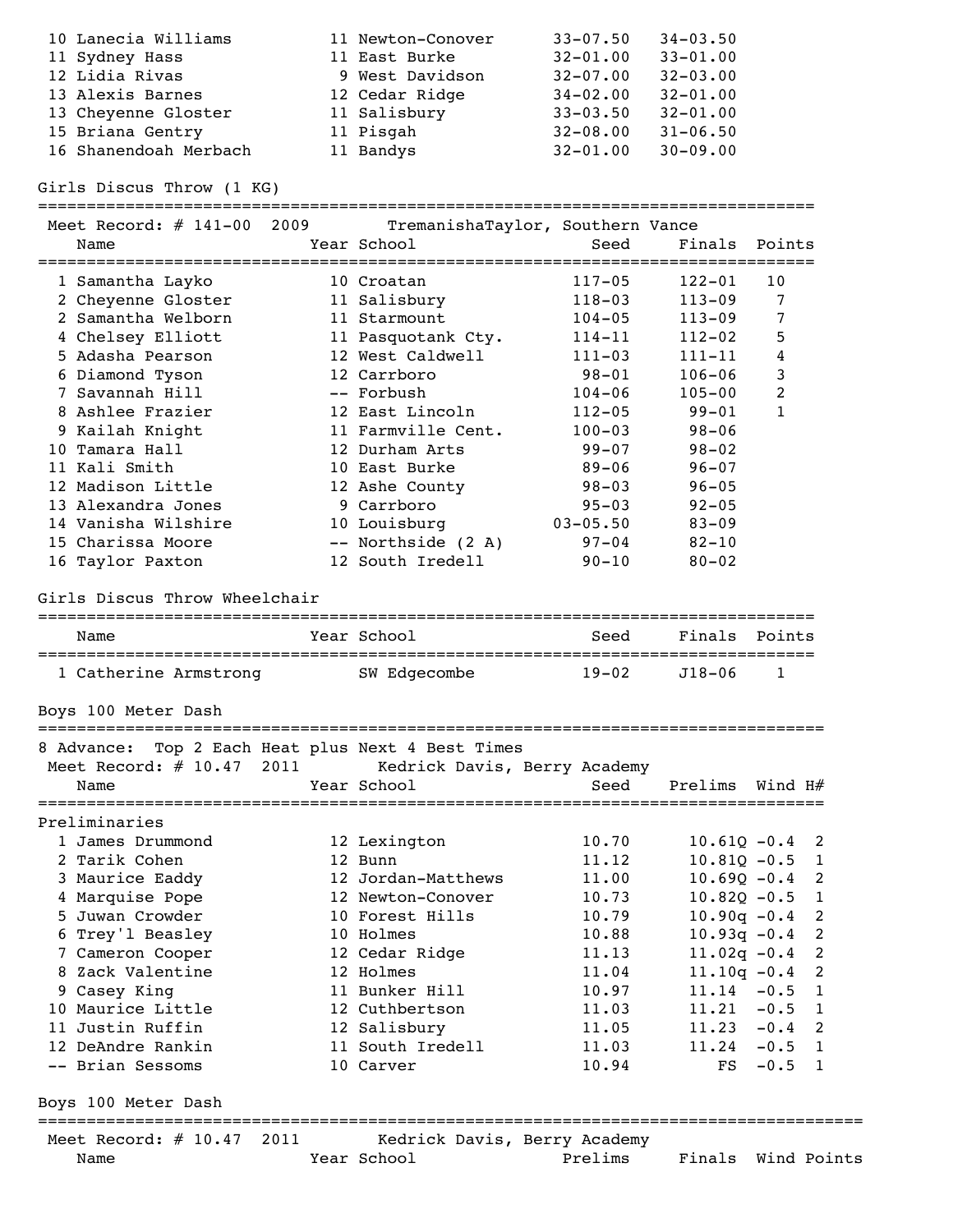| Place | Name | Year | School | Seed | Finals |
|---|---|---|---|---|---|
| 10 | Lanecia Williams | 11 | Newton-Conover | 33-07.50 | 34-03.50 |
| 11 | Sydney Hass | 11 | East Burke | 32-01.00 | 33-01.00 |
| 12 | Lidia Rivas | 9 | West Davidson | 32-07.00 | 32-03.00 |
| 13 | Alexis Barnes | 12 | Cedar Ridge | 34-02.00 | 32-01.00 |
| 13 | Cheyenne Gloster | 11 | Salisbury | 33-03.50 | 32-01.00 |
| 15 | Briana Gentry | 11 | Pisgah | 32-08.00 | 31-06.50 |
| 16 | Shanendoah Merbach | 11 | Bandys | 32-01.00 | 30-09.00 |

## Girls Discus Throw (1 KG)

Meet Record: # 141-00 2009 TremanishaTaylor, Southern Vance

| Place | Name | Year | School | Seed | Finals | Points |
|---|---|---|---|---|---|---|
| 1 | Samantha Layko | 10 | Croatan | 117-05 | 122-01 | 10 |
| 2 | Cheyenne Gloster | 11 | Salisbury | 118-03 | 113-09 | 7 |
| 2 | Samantha Welborn | 11 | Starmount | 104-05 | 113-09 | 7 |
| 4 | Chelsey Elliott | 11 | Pasquotank Cty. | 114-11 | 112-02 | 5 |
| 5 | Adasha Pearson | 12 | West Caldwell | 111-03 | 111-11 | 4 |
| 6 | Diamond Tyson | 12 | Carrboro | 98-01 | 106-06 | 3 |
| 7 | Savannah Hill | -- | Forbush | 104-06 | 105-00 | 2 |
| 8 | Ashlee Frazier | 12 | East Lincoln | 112-05 | 99-01 | 1 |
| 9 | Kailah Knight | 11 | Farmville Cent. | 100-03 | 98-06 | |
| 10 | Tamara Hall | 12 | Durham Arts | 99-07 | 98-02 | |
| 11 | Kali Smith | 10 | East Burke | 89-06 | 96-07 | |
| 12 | Madison Little | 12 | Ashe County | 98-03 | 96-05 | |
| 13 | Alexandra Jones | 9 | Carrboro | 95-03 | 92-05 | |
| 14 | Vanisha Wilshire | 10 | Louisburg | 03-05.50 | 83-09 | |
| 15 | Charissa Moore | -- | Northside (2 A) | 97-04 | 82-10 | |
| 16 | Taylor Paxton | 12 | South Iredell | 90-10 | 80-02 | |

## Girls Discus Throw Wheelchair

| Place | Name | Year | School | Seed | Finals | Points |
|---|---|---|---|---|---|---|
| 1 | Catherine Armstrong | | SW Edgecombe | 19-02 | J18-06 | 1 |

## Boys 100 Meter Dash

8 Advance: Top 2 Each Heat plus Next 4 Best Times

Meet Record: # 10.47 2011 Kedrick Davis, Berry Academy

**Preliminaries**

| Place | Name | Year | School | Seed | Prelims | Wind | H# |
|---|---|---|---|---|---|---|---|
| 1 | James Drummond | 12 | Lexington | 10.70 | 10.61Q | -0.4 | 2 |
| 2 | Tarik Cohen | 12 | Bunn | 11.12 | 10.81Q | -0.5 | 1 |
| 3 | Maurice Eaddy | 12 | Jordan-Matthews | 11.00 | 10.69Q | -0.4 | 2 |
| 4 | Marquise Pope | 12 | Newton-Conover | 10.73 | 10.82Q | -0.5 | 1 |
| 5 | Juwan Crowder | 10 | Forest Hills | 10.79 | 10.90q | -0.4 | 2 |
| 6 | Trey'l Beasley | 10 | Holmes | 10.88 | 10.93q | -0.4 | 2 |
| 7 | Cameron Cooper | 12 | Cedar Ridge | 11.13 | 11.02q | -0.4 | 2 |
| 8 | Zack Valentine | 12 | Holmes | 11.04 | 11.10q | -0.4 | 2 |
| 9 | Casey King | 11 | Bunker Hill | 10.97 | 11.14 | -0.5 | 1 |
| 10 | Maurice Little | 12 | Cuthbertson | 11.03 | 11.21 | -0.5 | 1 |
| 11 | Justin Ruffin | 12 | Salisbury | 11.05 | 11.23 | -0.4 | 2 |
| 12 | DeAndre Rankin | 11 | South Iredell | 11.03 | 11.24 | -0.5 | 1 |
| -- | Brian Sessoms | 10 | Carver | 10.94 | FS | -0.5 | 1 |

## Boys 100 Meter Dash

Meet Record: # 10.47 2011 Kedrick Davis, Berry Academy

| Place | Name | Year | School | Prelims | Finals | Wind | Points |
|---|---|---|---|---|---|---|---|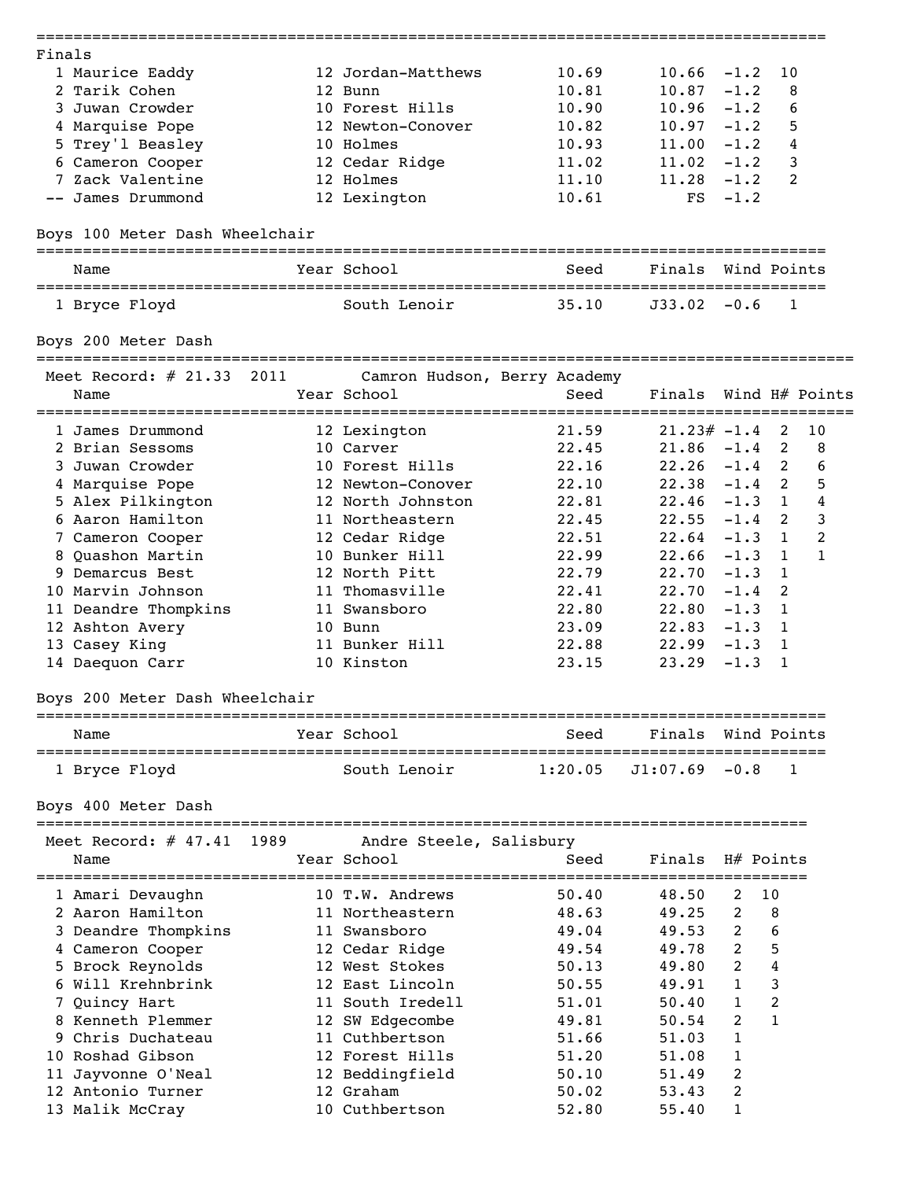Finals

| | Name | Year | School | Seed | Finals | Wind | Points |
|---|---|---|---|---|---|---|---|
| 1 | Maurice Eaddy | 12 | Jordan-Matthews | 10.69 | 10.66 | -1.2 | 10 |
| 2 | Tarik Cohen | 12 | Bunn | 10.81 | 10.87 | -1.2 | 8 |
| 3 | Juwan Crowder | 10 | Forest Hills | 10.90 | 10.96 | -1.2 | 6 |
| 4 | Marquise Pope | 12 | Newton-Conover | 10.82 | 10.97 | -1.2 | 5 |
| 5 | Trey'l Beasley | 10 | Holmes | 10.93 | 11.00 | -1.2 | 4 |
| 6 | Cameron Cooper | 12 | Cedar Ridge | 11.02 | 11.02 | -1.2 | 3 |
| 7 | Zack Valentine | 12 | Holmes | 11.10 | 11.28 | -1.2 | 2 |
| -- | James Drummond | 12 | Lexington | 10.61 | FS | -1.2 | |

## Boys 100 Meter Dash Wheelchair

| | Name | Year | School | Seed | Finals | Wind | Points |
|---|---|---|---|---|---|---|---|
| 1 | Bryce Floyd | | South Lenoir | 35.10 | J33.02 | -0.6 | 1 |

## Boys 200 Meter Dash

Meet Record: # 21.33 2011 Camron Hudson, Berry Academy

| | Name | Year | School | Seed | Finals | Wind | H# | Points |
|---|---|---|---|---|---|---|---|---|
| 1 | James Drummond | 12 | Lexington | 21.59 | 21.23# | -1.4 | 2 | 10 |
| 2 | Brian Sessoms | 10 | Carver | 22.45 | 21.86 | -1.4 | 2 | 8 |
| 3 | Juwan Crowder | 10 | Forest Hills | 22.16 | 22.26 | -1.4 | 2 | 6 |
| 4 | Marquise Pope | 12 | Newton-Conover | 22.10 | 22.38 | -1.4 | 2 | 5 |
| 5 | Alex Pilkington | 12 | North Johnston | 22.81 | 22.46 | -1.3 | 1 | 4 |
| 6 | Aaron Hamilton | 11 | Northeastern | 22.45 | 22.55 | -1.4 | 2 | 3 |
| 7 | Cameron Cooper | 12 | Cedar Ridge | 22.51 | 22.64 | -1.3 | 1 | 2 |
| 8 | Quashon Martin | 10 | Bunker Hill | 22.99 | 22.66 | -1.3 | 1 | 1 |
| 9 | Demarcus Best | 12 | North Pitt | 22.79 | 22.70 | -1.3 | 1 | |
| 10 | Marvin Johnson | 11 | Thomasville | 22.41 | 22.70 | -1.4 | 2 | |
| 11 | Deandre Thompkins | 11 | Swansboro | 22.80 | 22.80 | -1.3 | 1 | |
| 12 | Ashton Avery | 10 | Bunn | 23.09 | 22.83 | -1.3 | 1 | |
| 13 | Casey King | 11 | Bunker Hill | 22.88 | 22.99 | -1.3 | 1 | |
| 14 | Daequon Carr | 10 | Kinston | 23.15 | 23.29 | -1.3 | 1 | |

## Boys 200 Meter Dash Wheelchair

| | Name | Year | School | Seed | Finals | Wind | Points |
|---|---|---|---|---|---|---|---|
| 1 | Bryce Floyd | | South Lenoir | 1:20.05 | J1:07.69 | -0.8 | 1 |

## Boys 400 Meter Dash

Meet Record: # 47.41 1989 Andre Steele, Salisbury

| | Name | Year | School | Seed | Finals | H# | Points |
|---|---|---|---|---|---|---|---|
| 1 | Amari Devaughn | 10 | T.W. Andrews | 50.40 | 48.50 | 2 | 10 |
| 2 | Aaron Hamilton | 11 | Northeastern | 48.63 | 49.25 | 2 | 8 |
| 3 | Deandre Thompkins | 11 | Swansboro | 49.04 | 49.53 | 2 | 6 |
| 4 | Cameron Cooper | 12 | Cedar Ridge | 49.54 | 49.78 | 2 | 5 |
| 5 | Brock Reynolds | 12 | West Stokes | 50.13 | 49.80 | 2 | 4 |
| 6 | Will Krehnbrink | 12 | East Lincoln | 50.55 | 49.91 | 1 | 3 |
| 7 | Quincy Hart | 11 | South Iredell | 51.01 | 50.40 | 1 | 2 |
| 8 | Kenneth Plemmer | 12 | SW Edgecombe | 49.81 | 50.54 | 2 | 1 |
| 9 | Chris Duchateau | 11 | Cuthbertson | 51.66 | 51.03 | 1 | |
| 10 | Roshad Gibson | 12 | Forest Hills | 51.20 | 51.08 | 1 | |
| 11 | Jayvonne O'Neal | 12 | Beddingfield | 50.10 | 51.49 | 2 | |
| 12 | Antonio Turner | 12 | Graham | 50.02 | 53.43 | 2 | |
| 13 | Malik McCray | 10 | Cuthbertson | 52.80 | 55.40 | 1 | |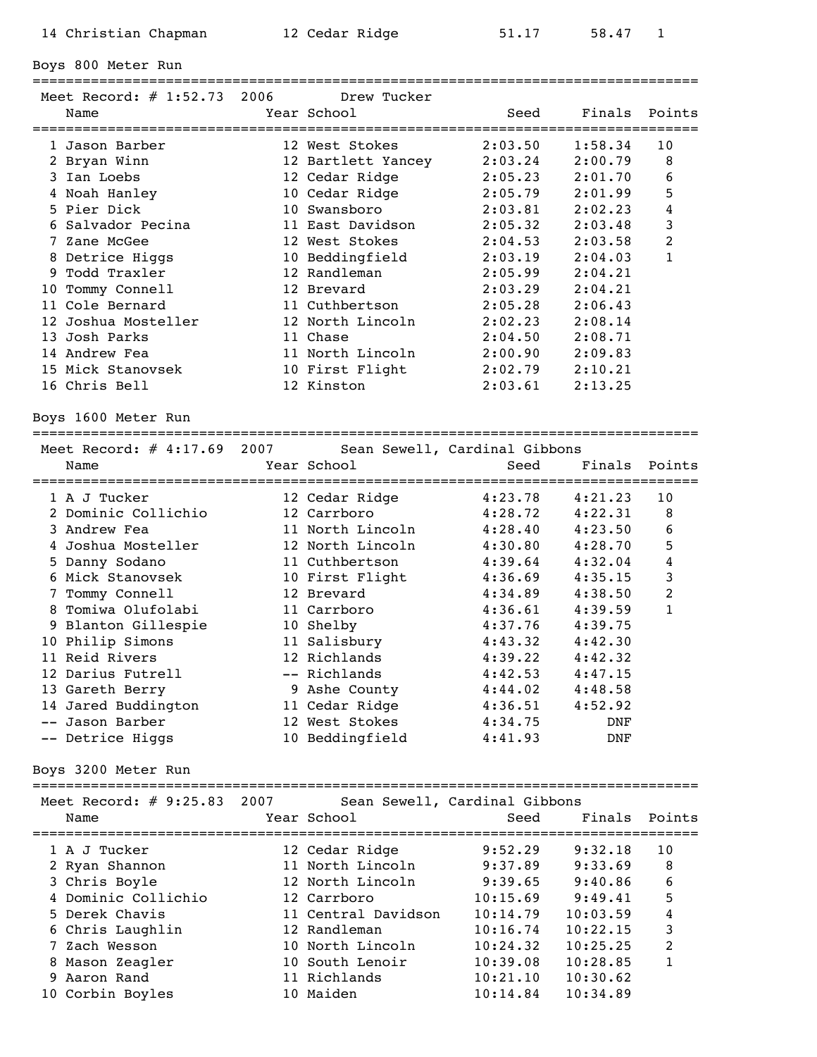| Place | Name | Year | School | Seed | Finals | Points |
|---|---|---|---|---|---|---|
| 14 | Christian Chapman | 12 | Cedar Ridge | 51.17 | 58.47 | 1 |

## Boys 800 Meter Run

Meet Record: # 1:52.73 2006 Drew Tucker

| Place | Name | Year | School | Seed | Finals | Points |
|---|---|---|---|---|---|---|
| 1 | Jason Barber | 12 | West Stokes | 2:03.50 | 1:58.34 | 10 |
| 2 | Bryan Winn | 12 | Bartlett Yancey | 2:03.24 | 2:00.79 | 8 |
| 3 | Ian Loebs | 12 | Cedar Ridge | 2:05.23 | 2:01.70 | 6 |
| 4 | Noah Hanley | 10 | Cedar Ridge | 2:05.79 | 2:01.99 | 5 |
| 5 | Pier Dick | 10 | Swansboro | 2:03.81 | 2:02.23 | 4 |
| 6 | Salvador Pecina | 11 | East Davidson | 2:05.32 | 2:03.48 | 3 |
| 7 | Zane McGee | 12 | West Stokes | 2:04.53 | 2:03.58 | 2 |
| 8 | Detrice Higgs | 10 | Beddingfield | 2:03.19 | 2:04.03 | 1 |
| 9 | Todd Traxler | 12 | Randleman | 2:05.99 | 2:04.21 | |
| 10 | Tommy Connell | 12 | Brevard | 2:03.29 | 2:04.21 | |
| 11 | Cole Bernard | 11 | Cuthbertson | 2:05.28 | 2:06.43 | |
| 12 | Joshua Mosteller | 12 | North Lincoln | 2:02.23 | 2:08.14 | |
| 13 | Josh Parks | 11 | Chase | 2:04.50 | 2:08.71 | |
| 14 | Andrew Fea | 11 | North Lincoln | 2:00.90 | 2:09.83 | |
| 15 | Mick Stanovsek | 10 | First Flight | 2:02.79 | 2:10.21 | |
| 16 | Chris Bell | 12 | Kinston | 2:03.61 | 2:13.25 | |

## Boys 1600 Meter Run

Meet Record: # 4:17.69 2007 Sean Sewell, Cardinal Gibbons

| Place | Name | Year | School | Seed | Finals | Points |
|---|---|---|---|---|---|---|
| 1 | A J Tucker | 12 | Cedar Ridge | 4:23.78 | 4:21.23 | 10 |
| 2 | Dominic Collichio | 12 | Carrboro | 4:28.72 | 4:22.31 | 8 |
| 3 | Andrew Fea | 11 | North Lincoln | 4:28.40 | 4:23.50 | 6 |
| 4 | Joshua Mosteller | 12 | North Lincoln | 4:30.80 | 4:28.70 | 5 |
| 5 | Danny Sodano | 11 | Cuthbertson | 4:39.64 | 4:32.04 | 4 |
| 6 | Mick Stanovsek | 10 | First Flight | 4:36.69 | 4:35.15 | 3 |
| 7 | Tommy Connell | 12 | Brevard | 4:34.89 | 4:38.50 | 2 |
| 8 | Tomiwa Olufolabi | 11 | Carrboro | 4:36.61 | 4:39.59 | 1 |
| 9 | Blanton Gillespie | 10 | Shelby | 4:37.76 | 4:39.75 | |
| 10 | Philip Simons | 11 | Salisbury | 4:43.32 | 4:42.30 | |
| 11 | Reid Rivers | 12 | Richlands | 4:39.22 | 4:42.32 | |
| 12 | Darius Futrell | -- | Richlands | 4:42.53 | 4:47.15 | |
| 13 | Gareth Berry | 9 | Ashe County | 4:44.02 | 4:48.58 | |
| 14 | Jared Buddington | 11 | Cedar Ridge | 4:36.51 | 4:52.92 | |
| -- | Jason Barber | 12 | West Stokes | 4:34.75 | DNF | |
| -- | Detrice Higgs | 10 | Beddingfield | 4:41.93 | DNF | |

## Boys 3200 Meter Run

Meet Record: # 9:25.83 2007 Sean Sewell, Cardinal Gibbons

| Place | Name | Year | School | Seed | Finals | Points |
|---|---|---|---|---|---|---|
| 1 | A J Tucker | 12 | Cedar Ridge | 9:52.29 | 9:32.18 | 10 |
| 2 | Ryan Shannon | 11 | North Lincoln | 9:37.89 | 9:33.69 | 8 |
| 3 | Chris Boyle | 12 | North Lincoln | 9:39.65 | 9:40.86 | 6 |
| 4 | Dominic Collichio | 12 | Carrboro | 10:15.69 | 9:49.41 | 5 |
| 5 | Derek Chavis | 11 | Central Davidson | 10:14.79 | 10:03.59 | 4 |
| 6 | Chris Laughlin | 12 | Randleman | 10:16.74 | 10:22.15 | 3 |
| 7 | Zach Wesson | 10 | North Lincoln | 10:24.32 | 10:25.25 | 2 |
| 8 | Mason Zeagler | 10 | South Lenoir | 10:39.08 | 10:28.85 | 1 |
| 9 | Aaron Rand | 11 | Richlands | 10:21.10 | 10:30.62 | |
| 10 | Corbin Boyles | 10 | Maiden | 10:14.84 | 10:34.89 | |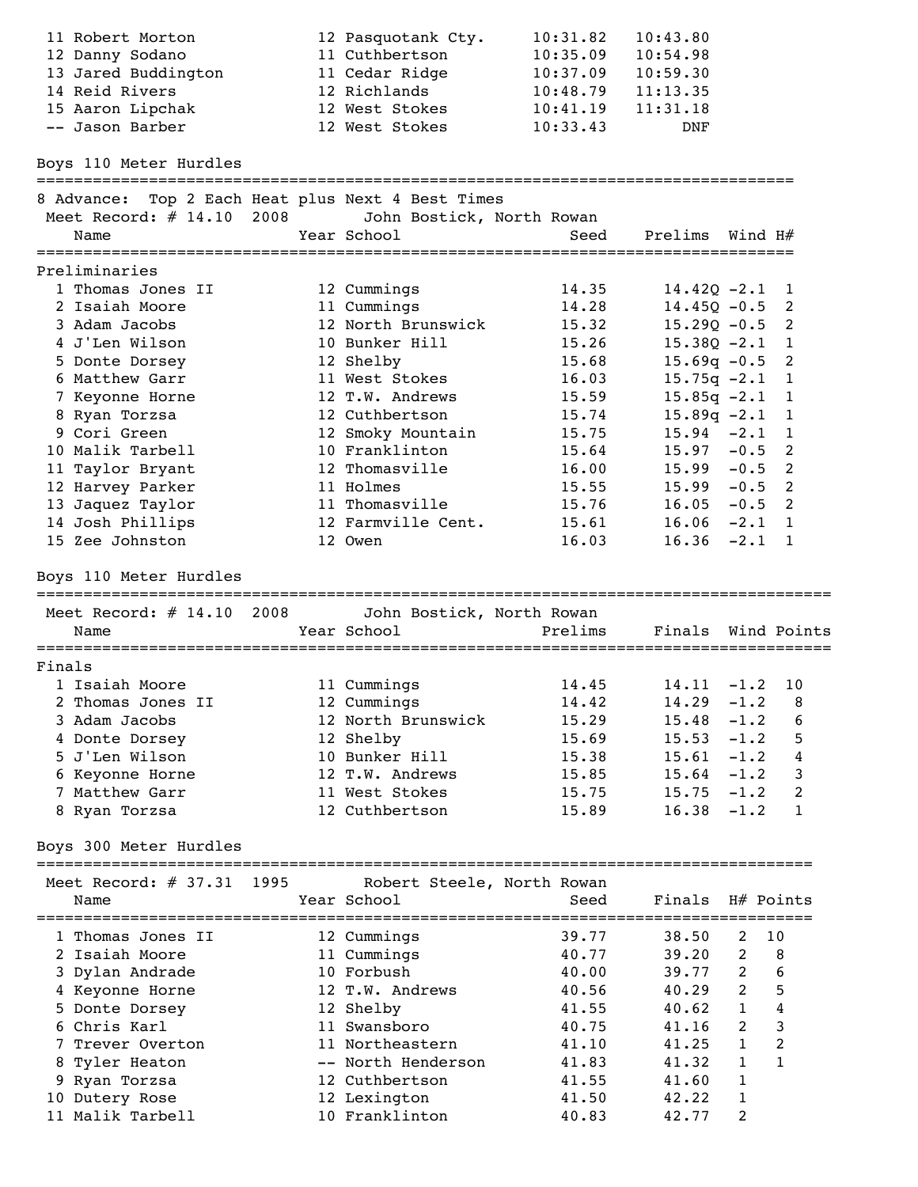| Place | Name | Year | School | Seed | Finals |
|---|---|---|---|---|---|
| 11 | Robert Morton | 12 | Pasquotank Cty. | 10:31.82 | 10:43.80 |
| 12 | Danny Sodano | 11 | Cuthbertson | 10:35.09 | 10:54.98 |
| 13 | Jared Buddington | 11 | Cedar Ridge | 10:37.09 | 10:59.30 |
| 14 | Reid Rivers | 12 | Richlands | 10:48.79 | 11:13.35 |
| 15 | Aaron Lipchak | 12 | West Stokes | 10:41.19 | 11:31.18 |
| -- | Jason Barber | 12 | West Stokes | 10:33.43 | DNF |

## Boys 110 Meter Hurdles

8 Advance: Top 2 Each Heat plus Next 4 Best Times

Meet Record: # 14.10 2008 John Bostick, North Rowan

**Preliminaries**

| Place | Name | Year | School | Seed | Prelims | Wind | H# |
|---|---|---|---|---|---|---|---|
| 1 | Thomas Jones II | 12 | Cummings | 14.35 | 14.42Q | -2.1 | 1 |
| 2 | Isaiah Moore | 11 | Cummings | 14.28 | 14.45Q | -0.5 | 2 |
| 3 | Adam Jacobs | 12 | North Brunswick | 15.32 | 15.29Q | -0.5 | 2 |
| 4 | J'Len Wilson | 10 | Bunker Hill | 15.26 | 15.38Q | -2.1 | 1 |
| 5 | Donte Dorsey | 12 | Shelby | 15.68 | 15.69q | -0.5 | 2 |
| 6 | Matthew Garr | 11 | West Stokes | 16.03 | 15.75q | -2.1 | 1 |
| 7 | Keyonne Horne | 12 | T.W. Andrews | 15.59 | 15.85q | -2.1 | 1 |
| 8 | Ryan Torzsa | 12 | Cuthbertson | 15.74 | 15.89q | -2.1 | 1 |
| 9 | Cori Green | 12 | Smoky Mountain | 15.75 | 15.94 | -2.1 | 1 |
| 10 | Malik Tarbell | 10 | Franklinton | 15.64 | 15.97 | -0.5 | 2 |
| 11 | Taylor Bryant | 12 | Thomasville | 16.00 | 15.99 | -0.5 | 2 |
| 12 | Harvey Parker | 11 | Holmes | 15.55 | 15.99 | -0.5 | 2 |
| 13 | Jaquez Taylor | 11 | Thomasville | 15.76 | 16.05 | -0.5 | 2 |
| 14 | Josh Phillips | 12 | Farmville Cent. | 15.61 | 16.06 | -2.1 | 1 |
| 15 | Zee Johnston | 12 | Owen | 16.03 | 16.36 | -2.1 | 1 |

## Boys 110 Meter Hurdles

Meet Record: # 14.10 2008 John Bostick, North Rowan

**Finals**

| Place | Name | Year | School | Prelims | Finals | Wind | Points |
|---|---|---|---|---|---|---|---|
| 1 | Isaiah Moore | 11 | Cummings | 14.45 | 14.11 | -1.2 | 10 |
| 2 | Thomas Jones II | 12 | Cummings | 14.42 | 14.29 | -1.2 | 8 |
| 3 | Adam Jacobs | 12 | North Brunswick | 15.29 | 15.48 | -1.2 | 6 |
| 4 | Donte Dorsey | 12 | Shelby | 15.69 | 15.53 | -1.2 | 5 |
| 5 | J'Len Wilson | 10 | Bunker Hill | 15.38 | 15.61 | -1.2 | 4 |
| 6 | Keyonne Horne | 12 | T.W. Andrews | 15.85 | 15.64 | -1.2 | 3 |
| 7 | Matthew Garr | 11 | West Stokes | 15.75 | 15.75 | -1.2 | 2 |
| 8 | Ryan Torzsa | 12 | Cuthbertson | 15.89 | 16.38 | -1.2 | 1 |

## Boys 300 Meter Hurdles

Meet Record: # 37.31 1995 Robert Steele, North Rowan

| Place | Name | Year | School | Seed | Finals | H# | Points |
|---|---|---|---|---|---|---|---|
| 1 | Thomas Jones II | 12 | Cummings | 39.77 | 38.50 | 2 | 10 |
| 2 | Isaiah Moore | 11 | Cummings | 40.77 | 39.20 | 2 | 8 |
| 3 | Dylan Andrade | 10 | Forbush | 40.00 | 39.77 | 2 | 6 |
| 4 | Keyonne Horne | 12 | T.W. Andrews | 40.56 | 40.29 | 2 | 5 |
| 5 | Donte Dorsey | 12 | Shelby | 41.55 | 40.62 | 1 | 4 |
| 6 | Chris Karl | 11 | Swansboro | 40.75 | 41.16 | 2 | 3 |
| 7 | Trever Overton | 11 | Northeastern | 41.10 | 41.25 | 1 | 2 |
| 8 | Tyler Heaton | -- | North Henderson | 41.83 | 41.32 | 1 | 1 |
| 9 | Ryan Torzsa | 12 | Cuthbertson | 41.55 | 41.60 | 1 | |
| 10 | Dutery Rose | 12 | Lexington | 41.50 | 42.22 | 1 | |
| 11 | Malik Tarbell | 10 | Franklinton | 40.83 | 42.77 | 2 | |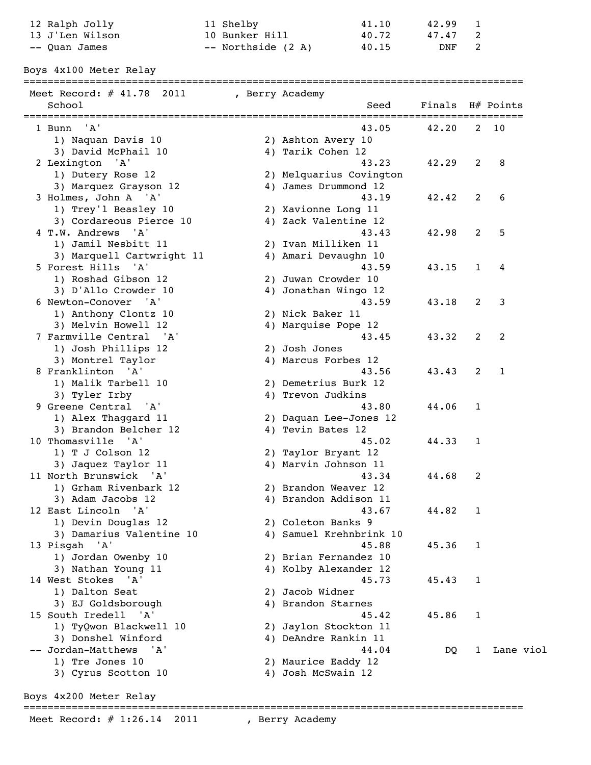| | | | | | |
|---|---|---|---|---|---|
| 12 Ralph Jolly | 11 Shelby | 41.10 | 42.99 | 1 | |
| 13 J'Len Wilson | 10 Bunker Hill | 40.72 | 47.47 | 2 | |
| -- Quan James | -- Northside (2 A) | 40.15 | DNF | 2 | |

## Boys 4x100 Meter Relay

Meet Record: # 41.78 2011 , Berry Academy

| School | Seed | Finals | H# | Points |
|---|---|---|---|---|
| 1 Bunn 'A' | 43.05 | 42.20 | 2 | 10 |
| 1) Naquan Davis 10, 2) Ashton Avery 10, 3) David McPhail 10, 4) Tarik Cohen 12 | | | | |
| 2 Lexington 'A' | 43.23 | 42.29 | 2 | 8 |
| 1) Dutery Rose 12, 2) Melquarius Covington, 3) Marquez Grayson 12, 4) James Drummond 12 | | | | |
| 3 Holmes, John A 'A' | 43.19 | 42.42 | 2 | 6 |
| 1) Trey'l Beasley 10, 2) Xavionne Long 11, 3) Cordareous Pierce 10, 4) Zack Valentine 12 | | | | |
| 4 T.W. Andrews 'A' | 43.43 | 42.98 | 2 | 5 |
| 1) Jamil Nesbitt 11, 2) Ivan Milliken 11, 3) Marquell Cartwright 11, 4) Amari Devaughn 10 | | | | |
| 5 Forest Hills 'A' | 43.59 | 43.15 | 1 | 4 |
| 1) Roshad Gibson 12, 2) Juwan Crowder 10, 3) D'Allo Crowder 10, 4) Jonathan Wingo 12 | | | | |
| 6 Newton-Conover 'A' | 43.59 | 43.18 | 2 | 3 |
| 1) Anthony Clontz 10, 2) Nick Baker 11, 3) Melvin Howell 12, 4) Marquise Pope 12 | | | | |
| 7 Farmville Central 'A' | 43.45 | 43.32 | 2 | 2 |
| 1) Josh Phillips 12, 2) Josh Jones, 3) Montrel Taylor, 4) Marcus Forbes 12 | | | | |
| 8 Franklinton 'A' | 43.56 | 43.43 | 2 | 1 |
| 1) Malik Tarbell 10, 2) Demetrius Burk 12, 3) Tyler Irby, 4) Trevon Judkins | | | | |
| 9 Greene Central 'A' | 43.80 | 44.06 | 1 | |
| 1) Alex Thaggard 11, 2) Daquan Lee-Jones 12, 3) Brandon Belcher 12, 4) Tevin Bates 12 | | | | |
| 10 Thomasville 'A' | 45.02 | 44.33 | 1 | |
| 1) T J Colson 12, 2) Taylor Bryant 12, 3) Jaquez Taylor 11, 4) Marvin Johnson 11 | | | | |
| 11 North Brunswick 'A' | 43.34 | 44.68 | 2 | |
| 1) Grham Rivenbark 12, 2) Brandon Weaver 12, 3) Adam Jacobs 12, 4) Brandon Addison 11 | | | | |
| 12 East Lincoln 'A' | 43.67 | 44.82 | 1 | |
| 1) Devin Douglas 12, 2) Coleton Banks 9, 3) Damarius Valentine 10, 4) Samuel Krehnbrink 10 | | | | |
| 13 Pisgah 'A' | 45.88 | 45.36 | 1 | |
| 1) Jordan Owenby 10, 2) Brian Fernandez 10, 3) Nathan Young 11, 4) Kolby Alexander 12 | | | | |
| 14 West Stokes 'A' | 45.73 | 45.43 | 1 | |
| 1) Dalton Seat, 2) Jacob Widner, 3) EJ Goldsborough, 4) Brandon Starnes | | | | |
| 15 South Iredell 'A' | 45.42 | 45.86 | 1 | |
| 1) TyQwon Blackwell 10, 2) Jaylon Stockton 11, 3) Donshel Winford, 4) DeAndre Rankin 11 | | | | |
| -- Jordan-Matthews 'A' | 44.04 | DQ | 1 | Lane viol |
| 1) Tre Jones 10, 2) Maurice Eaddy 12, 3) Cyrus Scotton 10, 4) Josh McSwain 12 | | | | |

## Boys 4x200 Meter Relay

Meet Record: # 1:26.14 2011 , Berry Academy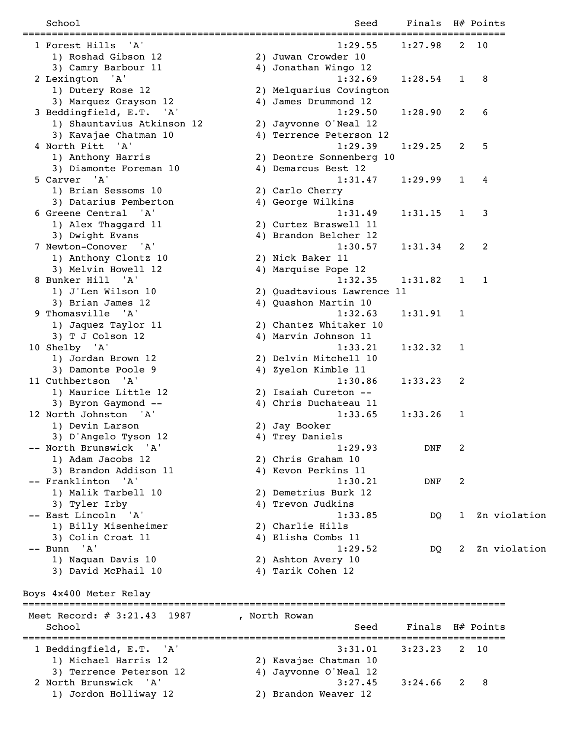| Place | School | Seed | Finals | H# | Points |
|---|---|---|---|---|---|
| 1 | Forest Hills 'A' | 1:29.55 | 1:27.98 | 2 | 10 |
| | 1) Roshad Gibson 12; 2) Juwan Crowder 10; 3) Camry Barbour 11; 4) Jonathan Wingo 12 | | | | |
| 2 | Lexington 'A' | 1:32.69 | 1:28.54 | 1 | 8 |
| | 1) Dutery Rose 12; 2) Melquarius Covington; 3) Marquez Grayson 12; 4) James Drummond 12 | | | | |
| 3 | Beddingfield, E.T. 'A' | 1:29.50 | 1:28.90 | 2 | 6 |
| | 1) Shauntavius Atkinson 12; 2) Jayvonne O'Neal 12; 3) Kavajae Chatman 10; 4) Terrence Peterson 12 | | | | |
| 4 | North Pitt 'A' | 1:29.39 | 1:29.25 | 2 | 5 |
| | 1) Anthony Harris; 2) Deontre Sonnenberg 10; 3) Diamonte Foreman 10; 4) Demarcus Best 12 | | | | |
| 5 | Carver 'A' | 1:31.47 | 1:29.99 | 1 | 4 |
| | 1) Brian Sessoms 10; 2) Carlo Cherry; 3) Datarius Pemberton; 4) George Wilkins | | | | |
| 6 | Greene Central 'A' | 1:31.49 | 1:31.15 | 1 | 3 |
| | 1) Alex Thaggard 11; 2) Curtez Braswell 11; 3) Dwight Evans; 4) Brandon Belcher 12 | | | | |
| 7 | Newton-Conover 'A' | 1:30.57 | 1:31.34 | 2 | 2 |
| | 1) Anthony Clontz 10; 2) Nick Baker 11; 3) Melvin Howell 12; 4) Marquise Pope 12 | | | | |
| 8 | Bunker Hill 'A' | 1:32.35 | 1:31.82 | 1 | 1 |
| | 1) J'Len Wilson 10; 2) Quadtavious Lawrence 11; 3) Brian James 12; 4) Quashon Martin 10 | | | | |
| 9 | Thomasville 'A' | 1:32.63 | 1:31.91 | 1 | |
| | 1) Jaquez Taylor 11; 2) Chantez Whitaker 10; 3) T J Colson 12; 4) Marvin Johnson 11 | | | | |
| 10 | Shelby 'A' | 1:33.21 | 1:32.32 | 1 | |
| | 1) Jordan Brown 12; 2) Delvin Mitchell 10; 3) Damonte Poole 9; 4) Zyelon Kimble 11 | | | | |
| 11 | Cuthbertson 'A' | 1:30.86 | 1:33.23 | 2 | |
| | 1) Maurice Little 12; 2) Isaiah Cureton --; 3) Byron Gaymond --; 4) Chris Duchateau 11 | | | | |
| 12 | North Johnston 'A' | 1:33.65 | 1:33.26 | 1 | |
| | 1) Devin Larson; 2) Jay Booker; 3) D'Angelo Tyson 12; 4) Trey Daniels | | | | |
| -- | North Brunswick 'A' | 1:29.93 | DNF | 2 | |
| | 1) Adam Jacobs 12; 2) Chris Graham 10; 3) Brandon Addison 11; 4) Kevon Perkins 11 | | | | |
| -- | Franklinton 'A' | 1:30.21 | DNF | 2 | |
| | 1) Malik Tarbell 10; 2) Demetrius Burk 12; 3) Tyler Irby; 4) Trevon Judkins | | | | |
| -- | East Lincoln 'A' | 1:33.85 | DQ | 1 | Zn violation |
| | 1) Billy Misenheimer; 2) Charlie Hills; 3) Colin Croat 11; 4) Elisha Combs 11 | | | | |
| -- | Bunn 'A' | 1:29.52 | DQ | 2 | Zn violation |
| | 1) Naquan Davis 10; 2) Ashton Avery 10; 3) David McPhail 10; 4) Tarik Cohen 12 | | | | |

## Boys 4x400 Meter Relay

Meet Record: # 3:21.43 1987 , North Rowan

| Place | School | Seed | Finals | H# | Points |
|---|---|---|---|---|---|
| 1 | Beddingfield, E.T. 'A' | 3:31.01 | 3:23.23 | 2 | 10 |
| | 1) Michael Harris 12; 2) Kavajae Chatman 10; 3) Terrence Peterson 12; 4) Jayvonne O'Neal 12 | | | | |
| 2 | North Brunswick 'A' | 3:27.45 | 3:24.66 | 2 | 8 |
| | 1) Jordon Holliway 12; 2) Brandon Weaver 12 | | | | |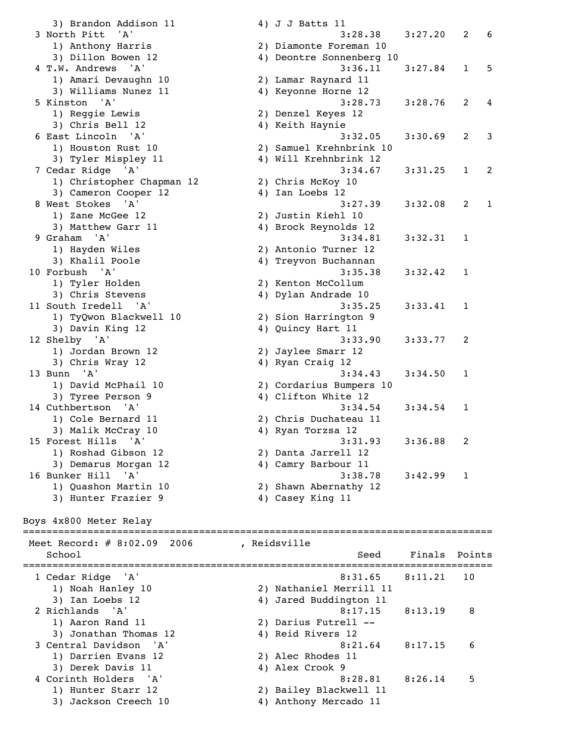3) Brandon Addison 11 4) J J Batts 11

| Place | School | Seed | Finals | Heat | Points |
|---|---|---|---|---|---|
| 3 | North Pitt 'A' | 3:28.38 | 3:27.20 | 2 | 6 |
| | 1) Anthony Harris 2) Diamonte Foreman 10 3) Dillon Bowen 12 4) Deontre Sonnenberg 10 | | | | |
| 4 | T.W. Andrews 'A' | 3:36.11 | 3:27.84 | 1 | 5 |
| | 1) Amari Devaughn 10 2) Lamar Raynard 11 3) Williams Nunez 11 4) Keyonne Horne 12 | | | | |
| 5 | Kinston 'A' | 3:28.73 | 3:28.76 | 2 | 4 |
| | 1) Reggie Lewis 2) Denzel Keyes 12 3) Chris Bell 12 4) Keith Haynie | | | | |
| 6 | East Lincoln 'A' | 3:32.05 | 3:30.69 | 2 | 3 |
| | 1) Houston Rust 10 2) Samuel Krehnbrink 10 3) Tyler Mispley 11 4) Will Krehnbrink 12 | | | | |
| 7 | Cedar Ridge 'A' | 3:34.67 | 3:31.25 | 1 | 2 |
| | 1) Christopher Chapman 12 2) Chris McKoy 10 3) Cameron Cooper 12 4) Ian Loebs 12 | | | | |
| 8 | West Stokes 'A' | 3:27.39 | 3:32.08 | 2 | 1 |
| | 1) Zane McGee 12 2) Justin Kiehl 10 3) Matthew Garr 11 4) Brock Reynolds 12 | | | | |
| 9 | Graham 'A' | 3:34.81 | 3:32.31 | 1 | |
| | 1) Hayden Wiles 2) Antonio Turner 12 3) Khalil Poole 4) Treyvon Buchannan | | | | |
| 10 | Forbush 'A' | 3:35.38 | 3:32.42 | 1 | |
| | 1) Tyler Holden 2) Kenton McCollum 3) Chris Stevens 4) Dylan Andrade 10 | | | | |
| 11 | South Iredell 'A' | 3:35.25 | 3:33.41 | 1 | |
| | 1) TyQwon Blackwell 10 2) Sion Harrington 9 3) Davin King 12 4) Quincy Hart 11 | | | | |
| 12 | Shelby 'A' | 3:33.90 | 3:33.77 | 2 | |
| | 1) Jordan Brown 12 2) Jaylee Smarr 12 3) Chris Wray 12 4) Ryan Craig 12 | | | | |
| 13 | Bunn 'A' | 3:34.43 | 3:34.50 | 1 | |
| | 1) David McPhail 10 2) Cordarius Bumpers 10 3) Tyree Person 9 4) Clifton White 12 | | | | |
| 14 | Cuthbertson 'A' | 3:34.54 | 3:34.54 | 1 | |
| | 1) Cole Bernard 11 2) Chris Duchateau 11 3) Malik McCray 10 4) Ryan Torzsa 12 | | | | |
| 15 | Forest Hills 'A' | 3:31.93 | 3:36.88 | 2 | |
| | 1) Roshad Gibson 12 2) Danta Jarrell 12 3) Demarus Morgan 12 4) Camry Barbour 11 | | | | |
| 16 | Bunker Hill 'A' | 3:38.78 | 3:42.99 | 1 | |
| | 1) Quashon Martin 10 2) Shawn Abernathy 12 3) Hunter Frazier 9 4) Casey King 11 | | | | |

## Boys 4x800 Meter Relay

Meet Record: # 8:02.09 2006 , Reidsville

| Place | School | Seed | Finals | Points |
|---|---|---|---|---|
| 1 | Cedar Ridge 'A' | 8:31.65 | 8:11.21 | 10 |
| | 1) Noah Hanley 10 2) Nathaniel Merrill 11 3) Ian Loebs 12 4) Jared Buddington 11 | | | |
| 2 | Richlands 'A' | 8:17.15 | 8:13.19 | 8 |
| | 1) Aaron Rand 11 2) Darius Futrell -- 3) Jonathan Thomas 12 4) Reid Rivers 12 | | | |
| 3 | Central Davidson 'A' | 8:21.64 | 8:17.15 | 6 |
| | 1) Darrien Evans 12 2) Alec Rhodes 11 3) Derek Davis 11 4) Alex Crook 9 | | | |
| 4 | Corinth Holders 'A' | 8:28.81 | 8:26.14 | 5 |
| | 1) Hunter Starr 12 2) Bailey Blackwell 11 3) Jackson Creech 10 4) Anthony Mercado 11 | | | |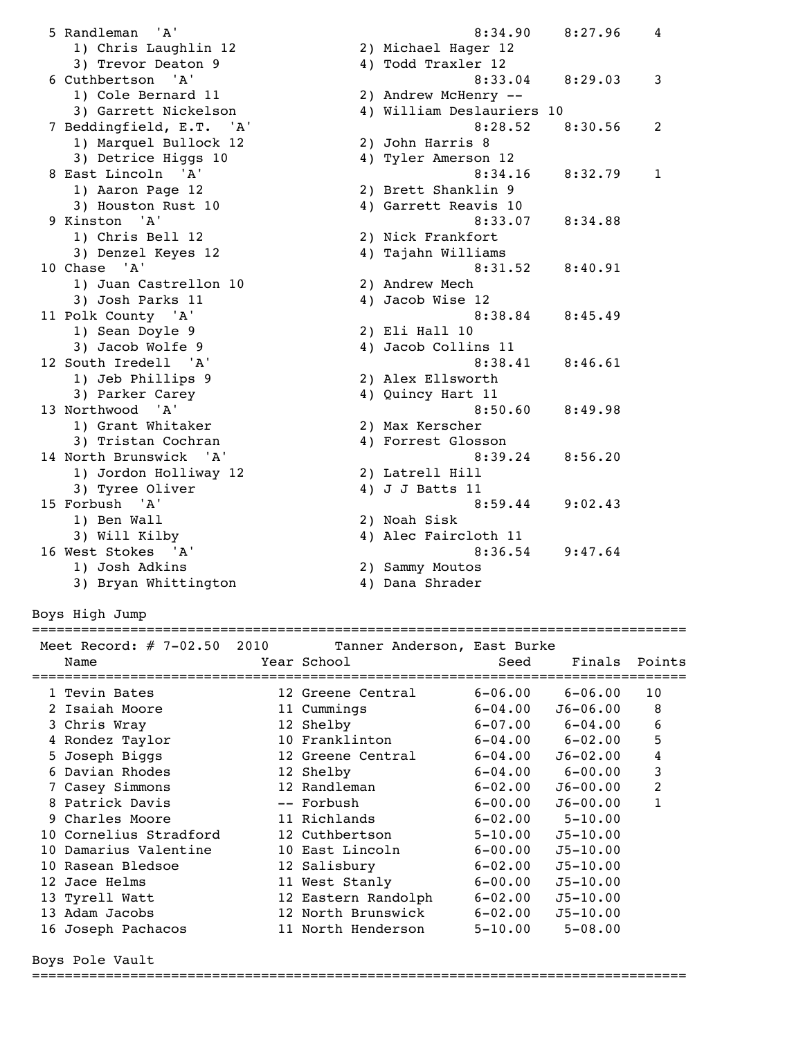| Place | Team | Seed | Finals | Points |
|---|---|---|---|---|
| 5 | Randleman 'A' | 8:34.90 | 8:27.96 | 4 |
| | 1) Chris Laughlin 12; 2) Michael Hager 12; 3) Trevor Deaton 9; 4) Todd Traxler 12 | | | |
| 6 | Cuthbertson 'A' | 8:33.04 | 8:29.03 | 3 |
| | 1) Cole Bernard 11; 2) Andrew McHenry --; 3) Garrett Nickelson; 4) William Deslauriers 10 | | | |
| 7 | Beddingfield, E.T. 'A' | 8:28.52 | 8:30.56 | 2 |
| | 1) Marquel Bullock 12; 2) John Harris 8; 3) Detrice Higgs 10; 4) Tyler Amerson 12 | | | |
| 8 | East Lincoln 'A' | 8:34.16 | 8:32.79 | 1 |
| | 1) Aaron Page 12; 2) Brett Shanklin 9; 3) Houston Rust 10; 4) Garrett Reavis 10 | | | |
| 9 | Kinston 'A' | 8:33.07 | 8:34.88 | |
| | 1) Chris Bell 12; 2) Nick Frankfort; 3) Denzel Keyes 12; 4) Tajahn Williams | | | |
| 10 | Chase 'A' | 8:31.52 | 8:40.91 | |
| | 1) Juan Castrellon 10; 2) Andrew Mech; 3) Josh Parks 11; 4) Jacob Wise 12 | | | |
| 11 | Polk County 'A' | 8:38.84 | 8:45.49 | |
| | 1) Sean Doyle 9; 2) Eli Hall 10; 3) Jacob Wolfe 9; 4) Jacob Collins 11 | | | |
| 12 | South Iredell 'A' | 8:38.41 | 8:46.61 | |
| | 1) Jeb Phillips 9; 2) Alex Ellsworth; 3) Parker Carey; 4) Quincy Hart 11 | | | |
| 13 | Northwood 'A' | 8:50.60 | 8:49.98 | |
| | 1) Grant Whitaker; 2) Max Kerscher; 3) Tristan Cochran; 4) Forrest Glosson | | | |
| 14 | North Brunswick 'A' | 8:39.24 | 8:56.20 | |
| | 1) Jordon Holliway 12; 2) Latrell Hill; 3) Tyree Oliver; 4) J J Batts 11 | | | |
| 15 | Forbush 'A' | 8:59.44 | 9:02.43 | |
| | 1) Ben Wall; 2) Noah Sisk; 3) Will Kilby; 4) Alec Faircloth 11 | | | |
| 16 | West Stokes 'A' | 8:36.54 | 9:47.64 | |
| | 1) Josh Adkins; 2) Sammy Moutos; 3) Bryan Whittington; 4) Dana Shrader | | | |

## Boys High Jump

Meet Record: # 7-02.50 2010 Tanner Anderson, East Burke

| Place | Name | Year | School | Seed | Finals | Points |
|---|---|---|---|---|---|---|
| 1 | Tevin Bates | 12 | Greene Central | 6-06.00 | 6-06.00 | 10 |
| 2 | Isaiah Moore | 11 | Cummings | 6-04.00 | J6-06.00 | 8 |
| 3 | Chris Wray | 12 | Shelby | 6-07.00 | 6-04.00 | 6 |
| 4 | Rondez Taylor | 10 | Franklinton | 6-04.00 | 6-02.00 | 5 |
| 5 | Joseph Biggs | 12 | Greene Central | 6-04.00 | J6-02.00 | 4 |
| 6 | Davian Rhodes | 12 | Shelby | 6-04.00 | 6-00.00 | 3 |
| 7 | Casey Simmons | 12 | Randleman | 6-02.00 | J6-00.00 | 2 |
| 8 | Patrick Davis | -- | Forbush | 6-00.00 | J6-00.00 | 1 |
| 9 | Charles Moore | 11 | Richlands | 6-02.00 | 5-10.00 | |
| 10 | Cornelius Stradford | 12 | Cuthbertson | 5-10.00 | J5-10.00 | |
| 10 | Damarius Valentine | 10 | East Lincoln | 6-00.00 | J5-10.00 | |
| 10 | Rasean Bledsoe | 12 | Salisbury | 6-02.00 | J5-10.00 | |
| 12 | Jace Helms | 11 | West Stanly | 6-00.00 | J5-10.00 | |
| 13 | Tyrell Watt | 12 | Eastern Randolph | 6-02.00 | J5-10.00 | |
| 13 | Adam Jacobs | 12 | North Brunswick | 6-02.00 | J5-10.00 | |
| 16 | Joseph Pachacos | 11 | North Henderson | 5-10.00 | 5-08.00 | |

## Boys Pole Vault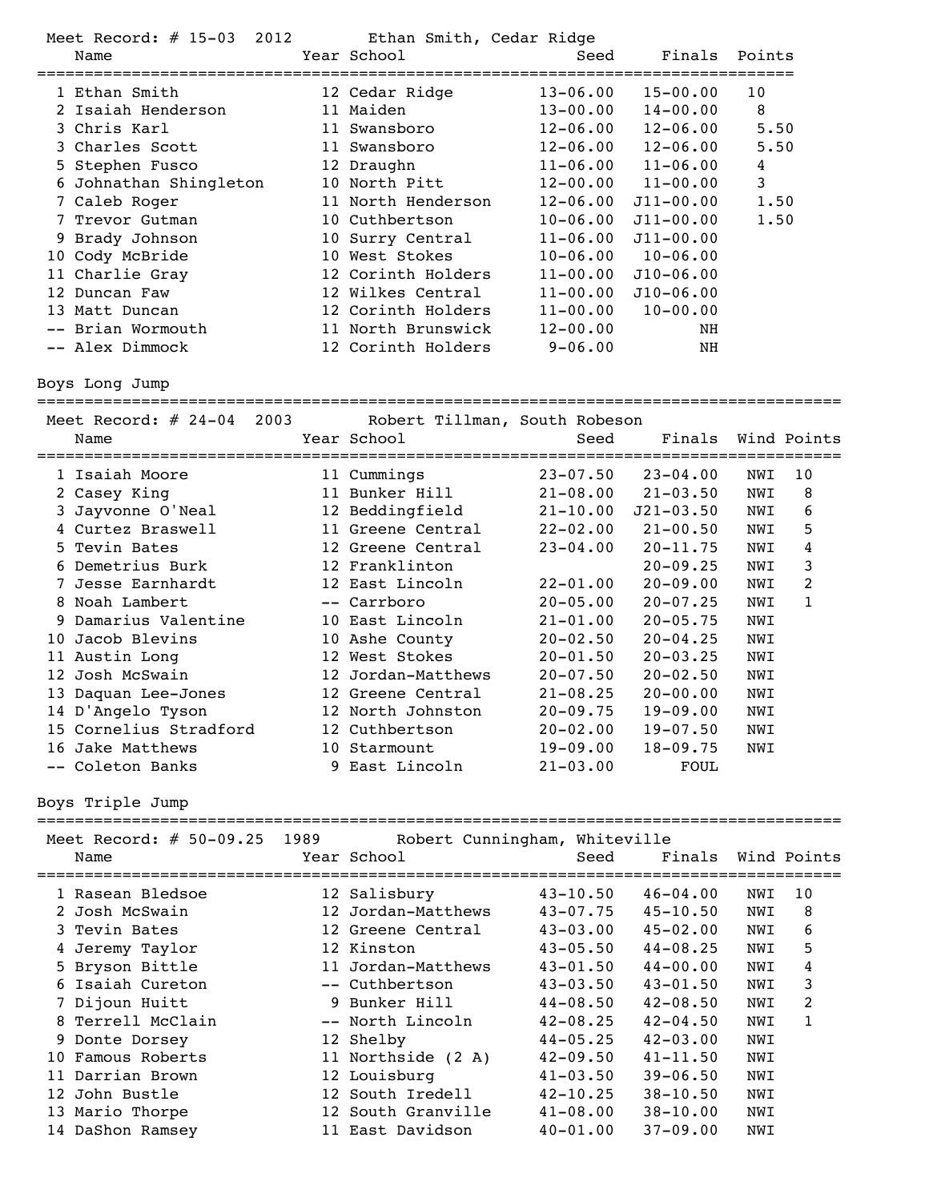Meet Record: # 15-03 2012 Ethan Smith, Cedar Ridge

| Place | Name | Year | School | Seed | Finals | Points |
|---|---|---|---|---|---|---|
| 1 | Ethan Smith | 12 | Cedar Ridge | 13-06.00 | 15-00.00 | 10 |
| 2 | Isaiah Henderson | 11 | Maiden | 13-00.00 | 14-00.00 | 8 |
| 3 | Chris Karl | 11 | Swansboro | 12-06.00 | 12-06.00 | 5.50 |
| 3 | Charles Scott | 11 | Swansboro | 12-06.00 | 12-06.00 | 5.50 |
| 5 | Stephen Fusco | 12 | Draughn | 11-06.00 | 11-06.00 | 4 |
| 6 | Johnathan Shingleton | 10 | North Pitt | 12-00.00 | 11-00.00 | 3 |
| 7 | Caleb Roger | 11 | North Henderson | 12-06.00 | J11-00.00 | 1.50 |
| 7 | Trevor Gutman | 10 | Cuthbertson | 10-06.00 | J11-00.00 | 1.50 |
| 9 | Brady Johnson | 10 | Surry Central | 11-06.00 | J11-00.00 | |
| 10 | Cody McBride | 10 | West Stokes | 10-06.00 | 10-06.00 | |
| 11 | Charlie Gray | 12 | Corinth Holders | 11-00.00 | J10-06.00 | |
| 12 | Duncan Faw | 12 | Wilkes Central | 11-00.00 | J10-06.00 | |
| 13 | Matt Duncan | 12 | Corinth Holders | 11-00.00 | 10-00.00 | |
| -- | Brian Wormouth | 11 | North Brunswick | 12-00.00 | NH | |
| -- | Alex Dimmock | 12 | Corinth Holders | 9-06.00 | NH | |

## Boys Long Jump

Meet Record: # 24-04 2003 Robert Tillman, South Robeson

| Place | Name | Year | School | Seed | Finals | Wind | Points |
|---|---|---|---|---|---|---|---|
| 1 | Isaiah Moore | 11 | Cummings | 23-07.50 | 23-04.00 | NWI | 10 |
| 2 | Casey King | 11 | Bunker Hill | 21-08.00 | 21-03.50 | NWI | 8 |
| 3 | Jayvonne O'Neal | 12 | Beddingfield | 21-10.00 | J21-03.50 | NWI | 6 |
| 4 | Curtez Braswell | 11 | Greene Central | 22-02.00 | 21-00.50 | NWI | 5 |
| 5 | Tevin Bates | 12 | Greene Central | 23-04.00 | 20-11.75 | NWI | 4 |
| 6 | Demetrius Burk | 12 | Franklinton | | 20-09.25 | NWI | 3 |
| 7 | Jesse Earnhardt | 12 | East Lincoln | 22-01.00 | 20-09.00 | NWI | 2 |
| 8 | Noah Lambert | -- | Carrboro | 20-05.00 | 20-07.25 | NWI | 1 |
| 9 | Damarius Valentine | 10 | East Lincoln | 21-01.00 | 20-05.75 | NWI | |
| 10 | Jacob Blevins | 10 | Ashe County | 20-02.50 | 20-04.25 | NWI | |
| 11 | Austin Long | 12 | West Stokes | 20-01.50 | 20-03.25 | NWI | |
| 12 | Josh McSwain | 12 | Jordan-Matthews | 20-07.50 | 20-02.50 | NWI | |
| 13 | Daquan Lee-Jones | 12 | Greene Central | 21-08.25 | 20-00.00 | NWI | |
| 14 | D'Angelo Tyson | 12 | North Johnston | 20-09.75 | 19-09.00 | NWI | |
| 15 | Cornelius Stradford | 12 | Cuthbertson | 20-02.00 | 19-07.50 | NWI | |
| 16 | Jake Matthews | 10 | Starmount | 19-09.00 | 18-09.75 | NWI | |
| -- | Coleton Banks | 9 | East Lincoln | 21-03.00 | FOUL | | |

## Boys Triple Jump

Meet Record: # 50-09.25 1989 Robert Cunningham, Whiteville

| Place | Name | Year | School | Seed | Finals | Wind | Points |
|---|---|---|---|---|---|---|---|
| 1 | Rasean Bledsoe | 12 | Salisbury | 43-10.50 | 46-04.00 | NWI | 10 |
| 2 | Josh McSwain | 12 | Jordan-Matthews | 43-07.75 | 45-10.50 | NWI | 8 |
| 3 | Tevin Bates | 12 | Greene Central | 43-03.00 | 45-02.00 | NWI | 6 |
| 4 | Jeremy Taylor | 12 | Kinston | 43-05.50 | 44-08.25 | NWI | 5 |
| 5 | Bryson Bittle | 11 | Jordan-Matthews | 43-01.50 | 44-00.00 | NWI | 4 |
| 6 | Isaiah Cureton | -- | Cuthbertson | 43-03.50 | 43-01.50 | NWI | 3 |
| 7 | Dijoun Huitt | 9 | Bunker Hill | 44-08.50 | 42-08.50 | NWI | 2 |
| 8 | Terrell McClain | -- | North Lincoln | 42-08.25 | 42-04.50 | NWI | 1 |
| 9 | Donte Dorsey | 12 | Shelby | 44-05.25 | 42-03.00 | NWI | |
| 10 | Famous Roberts | 11 | Northside (2 A) | 42-09.50 | 41-11.50 | NWI | |
| 11 | Darrian Brown | 12 | Louisburg | 41-03.50 | 39-06.50 | NWI | |
| 12 | John Bustle | 12 | South Iredell | 42-10.25 | 38-10.50 | NWI | |
| 13 | Mario Thorpe | 12 | South Granville | 41-08.00 | 38-10.00 | NWI | |
| 14 | DaShon Ramsey | 11 | East Davidson | 40-01.00 | 37-09.00 | NWI | |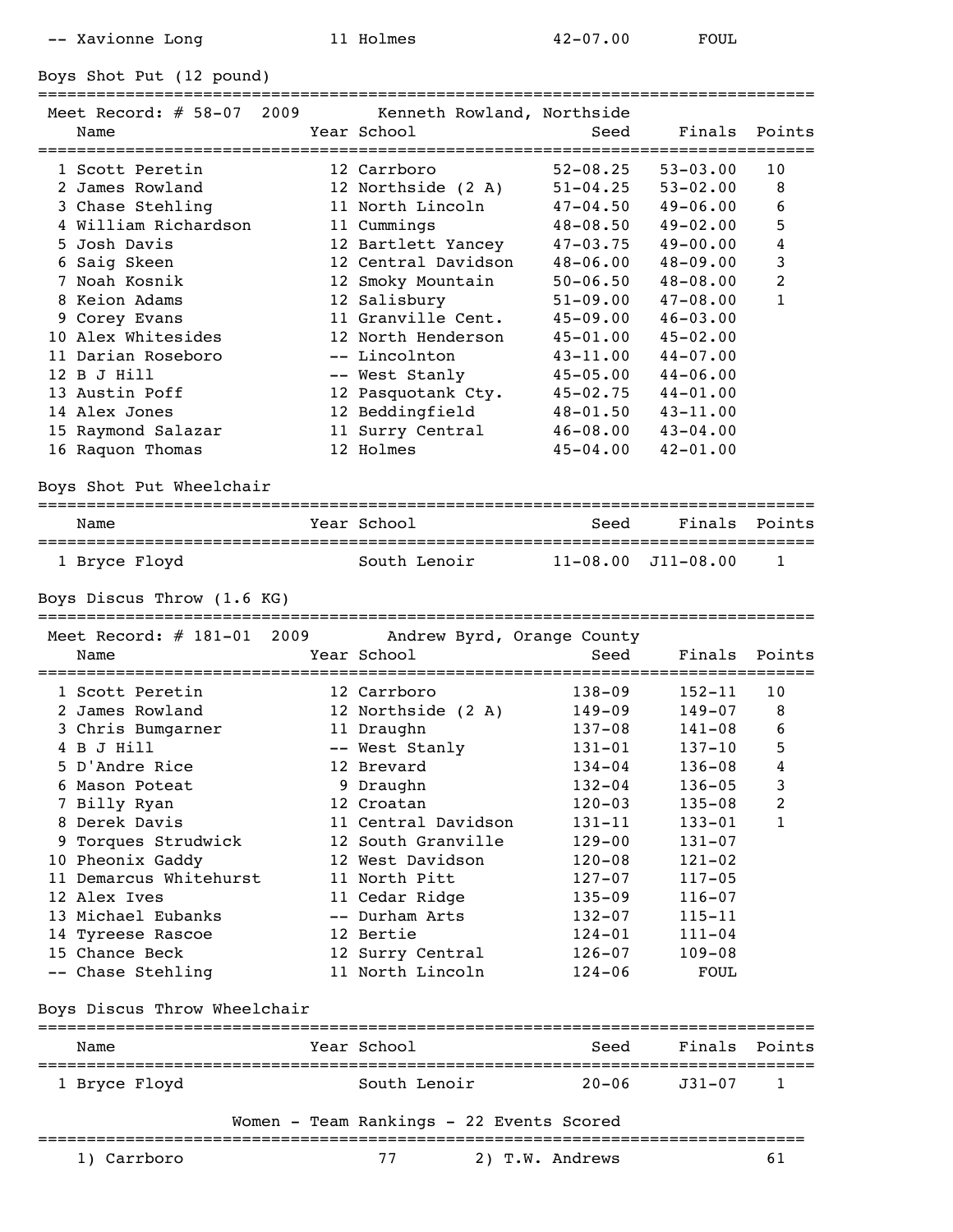| | Name | Year | School | Seed | Finals | Points |
|---|---|---|---|---|---|---|
| -- | Xavionne Long | 11 | Holmes | 42-07.00 | FOUL | |

## Boys Shot Put (12 pound)

Meet Record: # 58-07 2009 Kenneth Rowland, Northside

| | Name | Year | School | Seed | Finals | Points |
|---|---|---|---|---|---|---|
| 1 | Scott Peretin | 12 | Carrboro | 52-08.25 | 53-03.00 | 10 |
| 2 | James Rowland | 12 | Northside (2 A) | 51-04.25 | 53-02.00 | 8 |
| 3 | Chase Stehling | 11 | North Lincoln | 47-04.50 | 49-06.00 | 6 |
| 4 | William Richardson | 11 | Cummings | 48-08.50 | 49-02.00 | 5 |
| 5 | Josh Davis | 12 | Bartlett Yancey | 47-03.75 | 49-00.00 | 4 |
| 6 | Saig Skeen | 12 | Central Davidson | 48-06.00 | 48-09.00 | 3 |
| 7 | Noah Kosnik | 12 | Smoky Mountain | 50-06.50 | 48-08.00 | 2 |
| 8 | Keion Adams | 12 | Salisbury | 51-09.00 | 47-08.00 | 1 |
| 9 | Corey Evans | 11 | Granville Cent. | 45-09.00 | 46-03.00 | |
| 10 | Alex Whitesides | 12 | North Henderson | 45-01.00 | 45-02.00 | |
| 11 | Darian Roseboro | -- | Lincolnton | 43-11.00 | 44-07.00 | |
| 12 | B J Hill | -- | West Stanly | 45-05.00 | 44-06.00 | |
| 13 | Austin Poff | 12 | Pasquotank Cty. | 45-02.75 | 44-01.00 | |
| 14 | Alex Jones | 12 | Beddingfield | 48-01.50 | 43-11.00 | |
| 15 | Raymond Salazar | 11 | Surry Central | 46-08.00 | 43-04.00 | |
| 16 | Raquon Thomas | 12 | Holmes | 45-04.00 | 42-01.00 | |

## Boys Shot Put Wheelchair

| | Name | Year | School | Seed | Finals | Points |
|---|---|---|---|---|---|---|
| 1 | Bryce Floyd | | South Lenoir | 11-08.00 | J11-08.00 | 1 |

## Boys Discus Throw (1.6 KG)

Meet Record: # 181-01 2009 Andrew Byrd, Orange County

| | Name | Year | School | Seed | Finals | Points |
|---|---|---|---|---|---|---|
| 1 | Scott Peretin | 12 | Carrboro | 138-09 | 152-11 | 10 |
| 2 | James Rowland | 12 | Northside (2 A) | 149-09 | 149-07 | 8 |
| 3 | Chris Bumgarner | 11 | Draughn | 137-08 | 141-08 | 6 |
| 4 | B J Hill | -- | West Stanly | 131-01 | 137-10 | 5 |
| 5 | D'Andre Rice | 12 | Brevard | 134-04 | 136-08 | 4 |
| 6 | Mason Poteat | 9 | Draughn | 132-04 | 136-05 | 3 |
| 7 | Billy Ryan | 12 | Croatan | 120-03 | 135-08 | 2 |
| 8 | Derek Davis | 11 | Central Davidson | 131-11 | 133-01 | 1 |
| 9 | Torques Strudwick | 12 | South Granville | 129-00 | 131-07 | |
| 10 | Pheonix Gaddy | 12 | West Davidson | 120-08 | 121-02 | |
| 11 | Demarcus Whitehurst | 11 | North Pitt | 127-07 | 117-05 | |
| 12 | Alex Ives | 11 | Cedar Ridge | 135-09 | 116-07 | |
| 13 | Michael Eubanks | -- | Durham Arts | 132-07 | 115-11 | |
| 14 | Tyreese Rascoe | 12 | Bertie | 124-01 | 111-04 | |
| 15 | Chance Beck | 12 | Surry Central | 126-07 | 109-08 | |
| -- | Chase Stehling | 11 | North Lincoln | 124-06 | FOUL | |

## Boys Discus Throw Wheelchair

| | Name | Year | School | Seed | Finals | Points |
|---|---|---|---|---|---|---|
| 1 | Bryce Floyd | | South Lenoir | 20-06 | J31-07 | 1 |

## Women - Team Rankings - 22 Events Scored

| Rank | School | Points | Rank | School | Points |
|---|---|---|---|---|---|
| 1) | Carrboro | 77 | 2) | T.W. Andrews | 61 |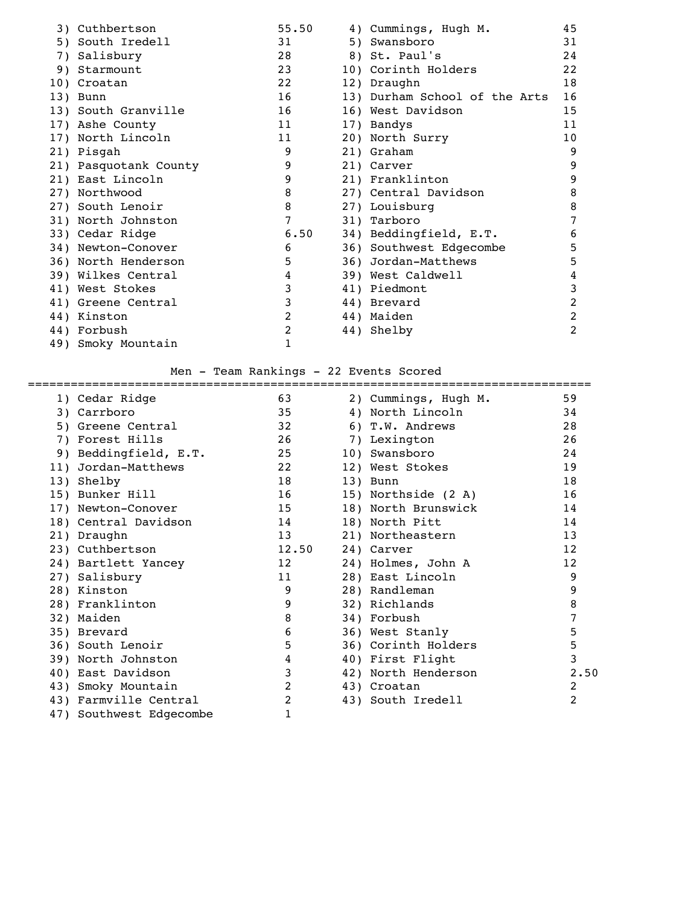| | | | |
|---|---|---|---|
| 3) Cuthbertson | 55.50 | 4) Cummings, Hugh M. | 45 |
| 5) South Iredell | 31 | 5) Swansboro | 31 |
| 7) Salisbury | 28 | 8) St. Paul's | 24 |
| 9) Starmount | 23 | 10) Corinth Holders | 22 |
| 10) Croatan | 22 | 12) Draughn | 18 |
| 13) Bunn | 16 | 13) Durham School of the Arts | 16 |
| 13) South Granville | 16 | 16) West Davidson | 15 |
| 17) Ashe County | 11 | 17) Bandys | 11 |
| 17) North Lincoln | 11 | 20) North Surry | 10 |
| 21) Pisgah | 9 | 21) Graham | 9 |
| 21) Pasquotank County | 9 | 21) Carver | 9 |
| 21) East Lincoln | 9 | 21) Franklinton | 9 |
| 27) Northwood | 8 | 27) Central Davidson | 8 |
| 27) South Lenoir | 8 | 27) Louisburg | 8 |
| 31) North Johnston | 7 | 31) Tarboro | 7 |
| 33) Cedar Ridge | 6.50 | 34) Beddingfield, E.T. | 6 |
| 34) Newton-Conover | 6 | 36) Southwest Edgecombe | 5 |
| 36) North Henderson | 5 | 36) Jordan-Matthews | 5 |
| 39) Wilkes Central | 4 | 39) West Caldwell | 4 |
| 41) West Stokes | 3 | 41) Piedmont | 3 |
| 41) Greene Central | 3 | 44) Brevard | 2 |
| 44) Kinston | 2 | 44) Maiden | 2 |
| 44) Forbush | 2 | 44) Shelby | 2 |
| 49) Smoky Mountain | 1 | | |

## Men - Team Rankings - 22 Events Scored

| | | | |
|---|---|---|---|
| 1) Cedar Ridge | 63 | 2) Cummings, Hugh M. | 59 |
| 3) Carrboro | 35 | 4) North Lincoln | 34 |
| 5) Greene Central | 32 | 6) T.W. Andrews | 28 |
| 7) Forest Hills | 26 | 7) Lexington | 26 |
| 9) Beddingfield, E.T. | 25 | 10) Swansboro | 24 |
| 11) Jordan-Matthews | 22 | 12) West Stokes | 19 |
| 13) Shelby | 18 | 13) Bunn | 18 |
| 15) Bunker Hill | 16 | 15) Northside (2 A) | 16 |
| 17) Newton-Conover | 15 | 18) North Brunswick | 14 |
| 18) Central Davidson | 14 | 18) North Pitt | 14 |
| 21) Draughn | 13 | 21) Northeastern | 13 |
| 23) Cuthbertson | 12.50 | 24) Carver | 12 |
| 24) Bartlett Yancey | 12 | 24) Holmes, John A | 12 |
| 27) Salisbury | 11 | 28) East Lincoln | 9 |
| 28) Kinston | 9 | 28) Randleman | 9 |
| 28) Franklinton | 9 | 32) Richlands | 8 |
| 32) Maiden | 8 | 34) Forbush | 7 |
| 35) Brevard | 6 | 36) West Stanly | 5 |
| 36) South Lenoir | 5 | 36) Corinth Holders | 5 |
| 39) North Johnston | 4 | 40) First Flight | 3 |
| 40) East Davidson | 3 | 42) North Henderson | 2.50 |
| 43) Smoky Mountain | 2 | 43) Croatan | 2 |
| 43) Farmville Central | 2 | 43) South Iredell | 2 |
| 47) Southwest Edgecombe | 1 | | |